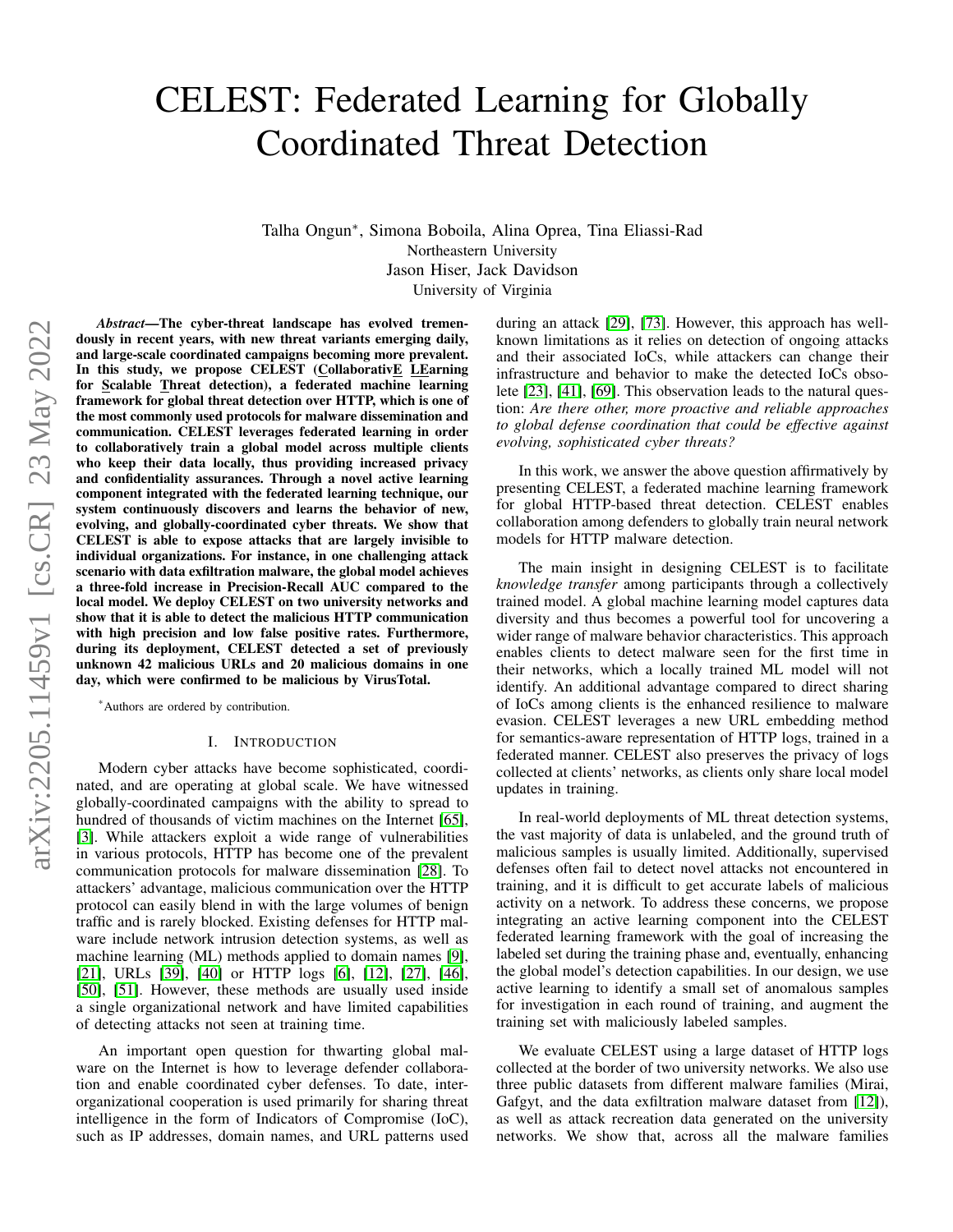# CELEST: Federated Learning for Globally Coordinated Threat Detection

Talha Ongun*, Simona Boboila, Alina Oprea, Tina Eliassi-Rad
Northeastern University
Jason Hiser, Jack Davidson
University of Virginia

***Abstract*—The cyber-threat landscape has evolved tremendously in recent years, with new threat variants emerging daily, and large-scale coordinated campaigns becoming more prevalent. In this study, we propose CELEST (CollaborativE LEarning for Scalable Threat detection), a federated machine learning framework for global threat detection over HTTP, which is one of the most commonly used protocols for malware dissemination and communication. CELEST leverages federated learning in order to collaboratively train a global model across multiple clients who keep their data locally, thus providing increased privacy and confidentiality assurances. Through a novel active learning component integrated with the federated learning technique, our system continuously discovers and learns the behavior of new, evolving, and globally-coordinated cyber threats. We show that CELEST is able to expose attacks that are largely invisible to individual organizations. For instance, in one challenging attack scenario with data exfiltration malware, the global model achieves a three-fold increase in Precision-Recall AUC compared to the local model. We deploy CELEST on two university networks and show that it is able to detect the malicious HTTP communication with high precision and low false positive rates. Furthermore, during its deployment, CELEST detected a set of previously unknown 42 malicious URLs and 20 malicious domains in one day, which were confirmed to be malicious by VirusTotal.**

*Authors are ordered by contribution.

## I. Introduction

Modern cyber attacks have become sophisticated, coordinated, and are operating at global scale. We have witnessed globally-coordinated campaigns with the ability to spread to hundred of thousands of victim machines on the Internet [65], [3]. While attackers exploit a wide range of vulnerabilities in various protocols, HTTP has become one of the prevalent communication protocols for malware dissemination [28]. To attackers' advantage, malicious communication over the HTTP protocol can easily blend in with the large volumes of benign traffic and is rarely blocked. Existing defenses for HTTP malware include network intrusion detection systems, as well as machine learning (ML) methods applied to domain names [9], [21], URLs [39], [40] or HTTP logs [6], [12], [27], [46], [50], [51]. However, these methods are usually used inside a single organizational network and have limited capabilities of detecting attacks not seen at training time.

An important open question for thwarting global malware on the Internet is how to leverage defender collaboration and enable coordinated cyber defenses. To date, inter-organizational cooperation is used primarily for sharing threat intelligence in the form of Indicators of Compromise (IoC), such as IP addresses, domain names, and URL patterns used during an attack [29], [73]. However, this approach has well-known limitations as it relies on detection of ongoing attacks and their associated IoCs, while attackers can change their infrastructure and behavior to make the detected IoCs obsolete [23], [41], [69]. This observation leads to the natural question: *Are there other, more proactive and reliable approaches to global defense coordination that could be effective against evolving, sophisticated cyber threats?*

In this work, we answer the above question affirmatively by presenting CELEST, a federated machine learning framework for global HTTP-based threat detection. CELEST enables collaboration among defenders to globally train neural network models for HTTP malware detection.

The main insight in designing CELEST is to facilitate *knowledge transfer* among participants through a collectively trained model. A global machine learning model captures data diversity and thus becomes a powerful tool for uncovering a wider range of malware behavior characteristics. This approach enables clients to detect malware seen for the first time in their networks, which a locally trained ML model will not identify. An additional advantage compared to direct sharing of IoCs among clients is the enhanced resilience to malware evasion. CELEST leverages a new URL embedding method for semantics-aware representation of HTTP logs, trained in a federated manner. CELEST also preserves the privacy of logs collected at clients' networks, as clients only share local model updates in training.

In real-world deployments of ML threat detection systems, the vast majority of data is unlabeled, and the ground truth of malicious samples is usually limited. Additionally, supervised defenses often fail to detect novel attacks not encountered in training, and it is difficult to get accurate labels of malicious activity on a network. To address these concerns, we propose integrating an active learning component into the CELEST federated learning framework with the goal of increasing the labeled set during the training phase and, eventually, enhancing the global model's detection capabilities. In our design, we use active learning to identify a small set of anomalous samples for investigation in each round of training, and augment the training set with maliciously labeled samples.

We evaluate CELEST using a large dataset of HTTP logs collected at the border of two university networks. We also use three public datasets from different malware families (Mirai, Gafgyt, and the data exfiltration malware dataset from [12]), as well as attack recreation data generated on the university networks. We show that, across all the malware families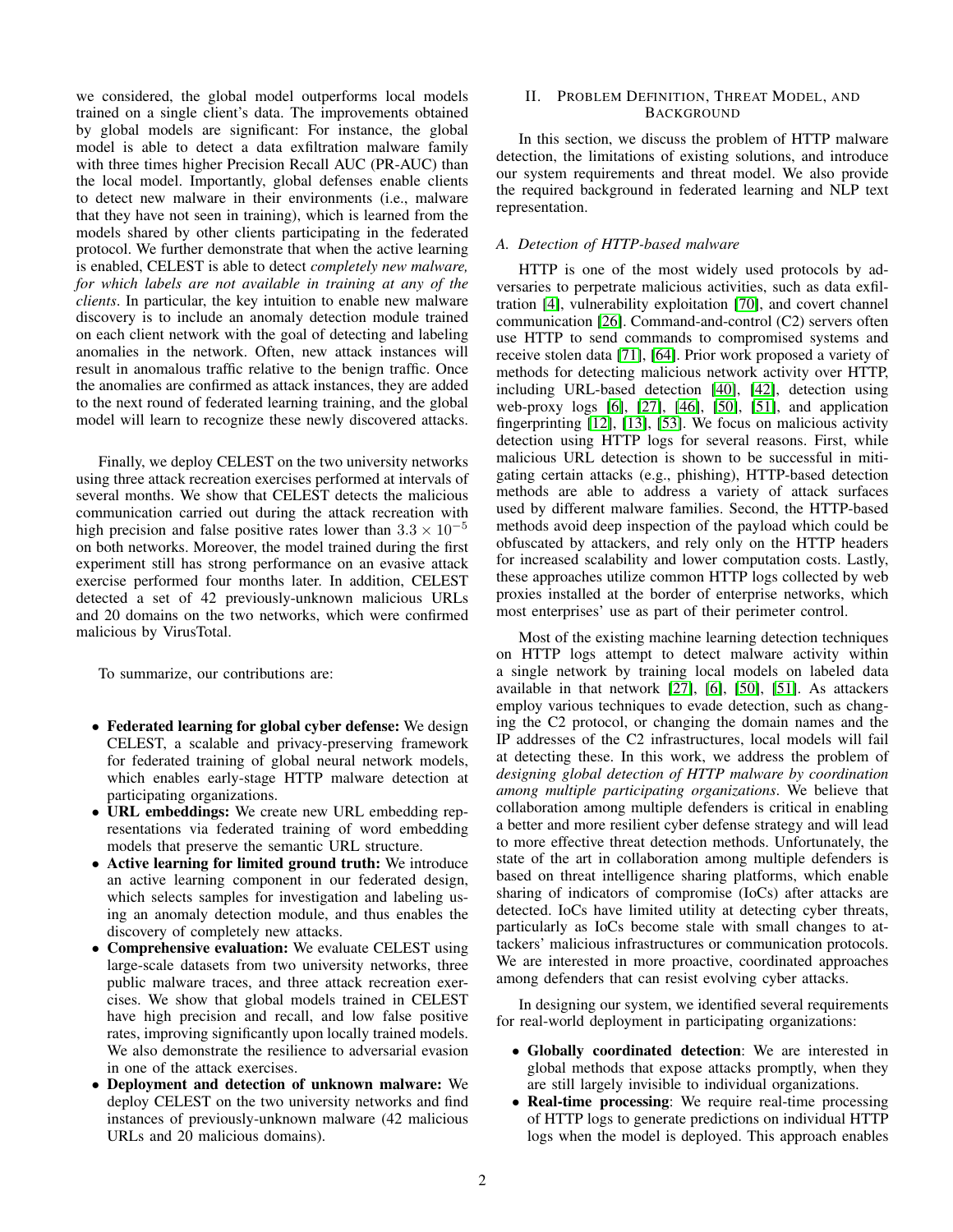we considered, the global model outperforms local models trained on a single client's data. The improvements obtained by global models are significant: For instance, the global model is able to detect a data exfiltration malware family with three times higher Precision Recall AUC (PR-AUC) than the local model. Importantly, global defenses enable clients to detect new malware in their environments (i.e., malware that they have not seen in training), which is learned from the models shared by other clients participating in the federated protocol. We further demonstrate that when the active learning is enabled, CELEST is able to detect *completely new malware, for which labels are not available in training at any of the clients*. In particular, the key intuition to enable new malware discovery is to include an anomaly detection module trained on each client network with the goal of detecting and labeling anomalies in the network. Often, new attack instances will result in anomalous traffic relative to the benign traffic. Once the anomalies are confirmed as attack instances, they are added to the next round of federated learning training, and the global model will learn to recognize these newly discovered attacks.

Finally, we deploy CELEST on the two university networks using three attack recreation exercises performed at intervals of several months. We show that CELEST detects the malicious communication carried out during the attack recreation with high precision and false positive rates lower than $3.3 \times 10^{-5}$ on both networks. Moreover, the model trained during the first experiment still has strong performance on an evasive attack exercise performed four months later. In addition, CELEST detected a set of 42 previously-unknown malicious URLs and 20 domains on the two networks, which were confirmed malicious by VirusTotal.

To summarize, our contributions are:

- **Federated learning for global cyber defense:** We design CELEST, a scalable and privacy-preserving framework for federated training of global neural network models, which enables early-stage HTTP malware detection at participating organizations.
- **URL embeddings:** We create new URL embedding representations via federated training of word embedding models that preserve the semantic URL structure.
- **Active learning for limited ground truth:** We introduce an active learning component in our federated design, which selects samples for investigation and labeling using an anomaly detection module, and thus enables the discovery of completely new attacks.
- **Comprehensive evaluation:** We evaluate CELEST using large-scale datasets from two university networks, three public malware traces, and three attack recreation exercises. We show that global models trained in CELEST have high precision and recall, and low false positive rates, improving significantly upon locally trained models. We also demonstrate the resilience to adversarial evasion in one of the attack exercises.
- **Deployment and detection of unknown malware:** We deploy CELEST on the two university networks and find instances of previously-unknown malware (42 malicious URLs and 20 malicious domains).

## II. Problem Definition, Threat Model, and Background

In this section, we discuss the problem of HTTP malware detection, the limitations of existing solutions, and introduce our system requirements and threat model. We also provide the required background in federated learning and NLP text representation.

### A. Detection of HTTP-based malware

HTTP is one of the most widely used protocols by adversaries to perpetrate malicious activities, such as data exfiltration [4], vulnerability exploitation [70], and covert channel communication [26]. Command-and-control (C2) servers often use HTTP to send commands to compromised systems and receive stolen data [71], [64]. Prior work proposed a variety of methods for detecting malicious network activity over HTTP, including URL-based detection [40], [42], detection using web-proxy logs [6], [27], [46], [50], [51], and application fingerprinting [12], [13], [53]. We focus on malicious activity detection using HTTP logs for several reasons. First, while malicious URL detection is shown to be successful in mitigating certain attacks (e.g., phishing), HTTP-based detection methods are able to address a variety of attack surfaces used by different malware families. Second, the HTTP-based methods avoid deep inspection of the payload which could be obfuscated by attackers, and rely only on the HTTP headers for increased scalability and lower computation costs. Lastly, these approaches utilize common HTTP logs collected by web proxies installed at the border of enterprise networks, which most enterprises' use as part of their perimeter control.

Most of the existing machine learning detection techniques on HTTP logs attempt to detect malware activity within a single network by training local models on labeled data available in that network [27], [6], [50], [51]. As attackers employ various techniques to evade detection, such as changing the C2 protocol, or changing the domain names and the IP addresses of the C2 infrastructures, local models will fail at detecting these. In this work, we address the problem of *designing global detection of HTTP malware by coordination among multiple participating organizations*. We believe that collaboration among multiple defenders is critical in enabling a better and more resilient cyber defense strategy and will lead to more effective threat detection methods. Unfortunately, the state of the art in collaboration among multiple defenders is based on threat intelligence sharing platforms, which enable sharing of indicators of compromise (IoCs) after attacks are detected. IoCs have limited utility at detecting cyber threats, particularly as IoCs become stale with small changes to attackers' malicious infrastructures or communication protocols. We are interested in more proactive, coordinated approaches among defenders that can resist evolving cyber attacks.

In designing our system, we identified several requirements for real-world deployment in participating organizations:

- **Globally coordinated detection**: We are interested in global methods that expose attacks promptly, when they are still largely invisible to individual organizations.
- **Real-time processing**: We require real-time processing of HTTP logs to generate predictions on individual HTTP logs when the model is deployed. This approach enables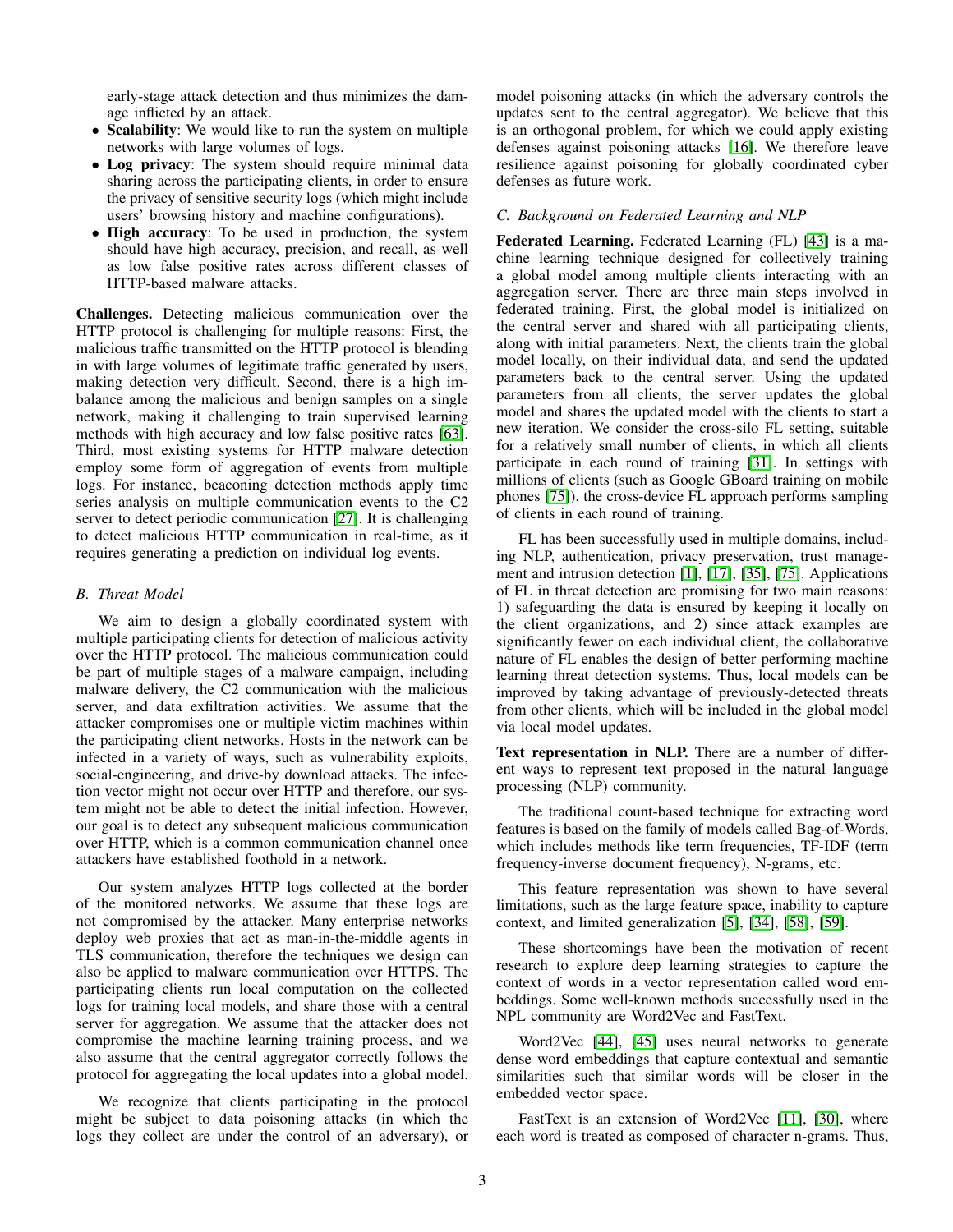early-stage attack detection and thus minimizes the damage inflicted by an attack.

- **Scalability**: We would like to run the system on multiple networks with large volumes of logs.
- **Log privacy**: The system should require minimal data sharing across the participating clients, in order to ensure the privacy of sensitive security logs (which might include users' browsing history and machine configurations).
- **High accuracy**: To be used in production, the system should have high accuracy, precision, and recall, as well as low false positive rates across different classes of HTTP-based malware attacks.

**Challenges.** Detecting malicious communication over the HTTP protocol is challenging for multiple reasons: First, the malicious traffic transmitted on the HTTP protocol is blending in with large volumes of legitimate traffic generated by users, making detection very difficult. Second, there is a high imbalance among the malicious and benign samples on a single network, making it challenging to train supervised learning methods with high accuracy and low false positive rates [63]. Third, most existing systems for HTTP malware detection employ some form of aggregation of events from multiple logs. For instance, beaconing detection methods apply time series analysis on multiple communication events to the C2 server to detect periodic communication [27]. It is challenging to detect malicious HTTP communication in real-time, as it requires generating a prediction on individual log events.

## B. Threat Model

We aim to design a globally coordinated system with multiple participating clients for detection of malicious activity over the HTTP protocol. The malicious communication could be part of multiple stages of a malware campaign, including malware delivery, the C2 communication with the malicious server, and data exfiltration activities. We assume that the attacker compromises one or multiple victim machines within the participating client networks. Hosts in the network can be infected in a variety of ways, such as vulnerability exploits, social-engineering, and drive-by download attacks. The infection vector might not occur over HTTP and therefore, our system might not be able to detect the initial infection. However, our goal is to detect any subsequent malicious communication over HTTP, which is a common communication channel once attackers have established foothold in a network.

Our system analyzes HTTP logs collected at the border of the monitored networks. We assume that these logs are not compromised by the attacker. Many enterprise networks deploy web proxies that act as man-in-the-middle agents in TLS communication, therefore the techniques we design can also be applied to malware communication over HTTPS. The participating clients run local computation on the collected logs for training local models, and share those with a central server for aggregation. We assume that the attacker does not compromise the machine learning training process, and we also assume that the central aggregator correctly follows the protocol for aggregating the local updates into a global model.

We recognize that clients participating in the protocol might be subject to data poisoning attacks (in which the logs they collect are under the control of an adversary), or model poisoning attacks (in which the adversary controls the updates sent to the central aggregator). We believe that this is an orthogonal problem, for which we could apply existing defenses against poisoning attacks [16]. We therefore leave resilience against poisoning for globally coordinated cyber defenses as future work.

## C. Background on Federated Learning and NLP

**Federated Learning.** Federated Learning (FL) [43] is a machine learning technique designed for collectively training a global model among multiple clients interacting with an aggregation server. There are three main steps involved in federated training. First, the global model is initialized on the central server and shared with all participating clients, along with initial parameters. Next, the clients train the global model locally, on their individual data, and send the updated parameters back to the central server. Using the updated parameters from all clients, the server updates the global model and shares the updated model with the clients to start a new iteration. We consider the cross-silo FL setting, suitable for a relatively small number of clients, in which all clients participate in each round of training [31]. In settings with millions of clients (such as Google GBoard training on mobile phones [75]), the cross-device FL approach performs sampling of clients in each round of training.

FL has been successfully used in multiple domains, including NLP, authentication, privacy preservation, trust management and intrusion detection [1], [17], [35], [75]. Applications of FL in threat detection are promising for two main reasons: 1) safeguarding the data is ensured by keeping it locally on the client organizations, and 2) since attack examples are significantly fewer on each individual client, the collaborative nature of FL enables the design of better performing machine learning threat detection systems. Thus, local models can be improved by taking advantage of previously-detected threats from other clients, which will be included in the global model via local model updates.

**Text representation in NLP.** There are a number of different ways to represent text proposed in the natural language processing (NLP) community.

The traditional count-based technique for extracting word features is based on the family of models called Bag-of-Words, which includes methods like term frequencies, TF-IDF (term frequency-inverse document frequency), N-grams, etc.

This feature representation was shown to have several limitations, such as the large feature space, inability to capture context, and limited generalization [5], [34], [58], [59].

These shortcomings have been the motivation of recent research to explore deep learning strategies to capture the context of words in a vector representation called word embeddings. Some well-known methods successfully used in the NPL community are Word2Vec and FastText.

Word2Vec [44], [45] uses neural networks to generate dense word embeddings that capture contextual and semantic similarities such that similar words will be closer in the embedded vector space.

FastText is an extension of Word2Vec [11], [30], where each word is treated as composed of character n-grams. Thus,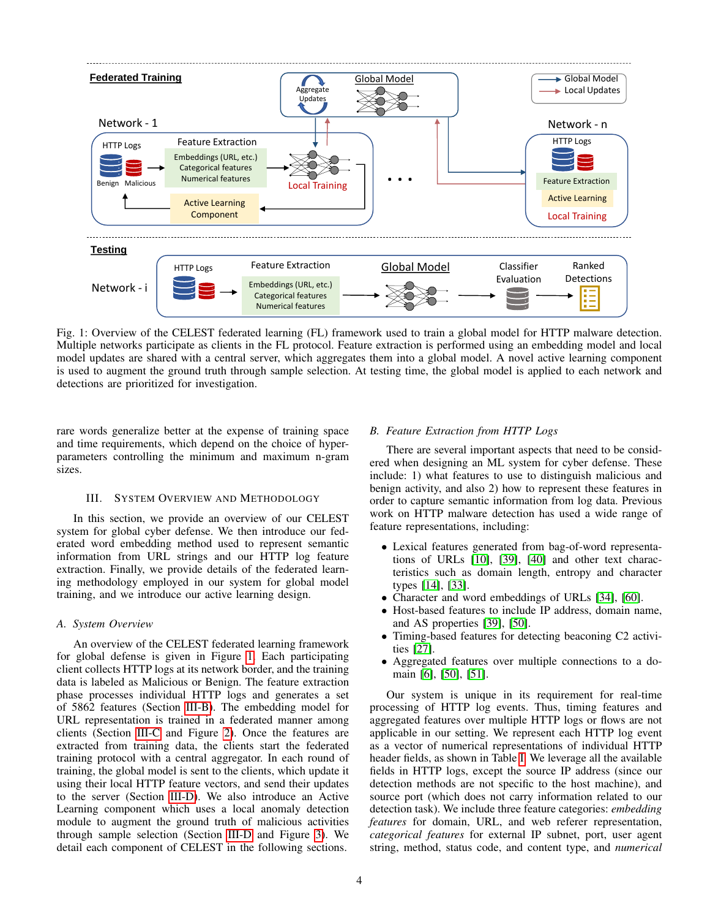Fig. 1: Overview of the CELEST federated learning (FL) framework used to train a global model for HTTP malware detection. Multiple networks participate as clients in the FL protocol. Feature extraction is performed using an embedding model and local model updates are shared with a central server, which aggregates them into a global model. A novel active learning component is used to augment the ground truth through sample selection. At testing time, the global model is applied to each network and detections are prioritized for investigation.

rare words generalize better at the expense of training space and time requirements, which depend on the choice of hyper-parameters controlling the minimum and maximum n-gram sizes.

## III. System Overview and Methodology

In this section, we provide an overview of our CELEST system for global cyber defense. We then introduce our federated word embedding method used to represent semantic information from URL strings and our HTTP log feature extraction. Finally, we provide details of the federated learning methodology employed in our system for global model training, and we introduce our active learning design.

### A. System Overview

An overview of the CELEST federated learning framework for global defense is given in Figure 1. Each participating client collects HTTP logs at its network border, and the training data is labeled as Malicious or Benign. The feature extraction phase processes individual HTTP logs and generates a set of 5862 features (Section III-B). The embedding model for URL representation is trained in a federated manner among clients (Section III-C and Figure 2). Once the features are extracted from training data, the clients start the federated training protocol with a central aggregator. In each round of training, the global model is sent to the clients, which update it using their local HTTP feature vectors, and send their updates to the server (Section III-D). We also introduce an Active Learning component which uses a local anomaly detection module to augment the ground truth of malicious activities through sample selection (Section III-D and Figure 3). We detail each component of CELEST in the following sections.

### B. Feature Extraction from HTTP Logs

There are several important aspects that need to be considered when designing an ML system for cyber defense. These include: 1) what features to use to distinguish malicious and benign activity, and also 2) how to represent these features in order to capture semantic information from log data. Previous work on HTTP malware detection has used a wide range of feature representations, including:

- Lexical features generated from bag-of-word representations of URLs [10], [39], [40] and other text characteristics such as domain length, entropy and character types [14], [33].
- Character and word embeddings of URLs [34], [60].
- Host-based features to include IP address, domain name, and AS properties [39], [50].
- Timing-based features for detecting beaconing C2 activities [27].
- Aggregated features over multiple connections to a domain [6], [50], [51].

Our system is unique in its requirement for real-time processing of HTTP log events. Thus, timing features and aggregated features over multiple HTTP logs or flows are not applicable in our setting. We represent each HTTP log event as a vector of numerical representations of individual HTTP header fields, as shown in Table I. We leverage all the available fields in HTTP logs, except the source IP address (since our detection methods are not specific to the host machine), and source port (which does not carry information related to our detection task). We include three feature categories: *embedding features* for domain, URL, and web referer representation, *categorical features* for external IP subnet, port, user agent string, method, status code, and content type, and *numerical*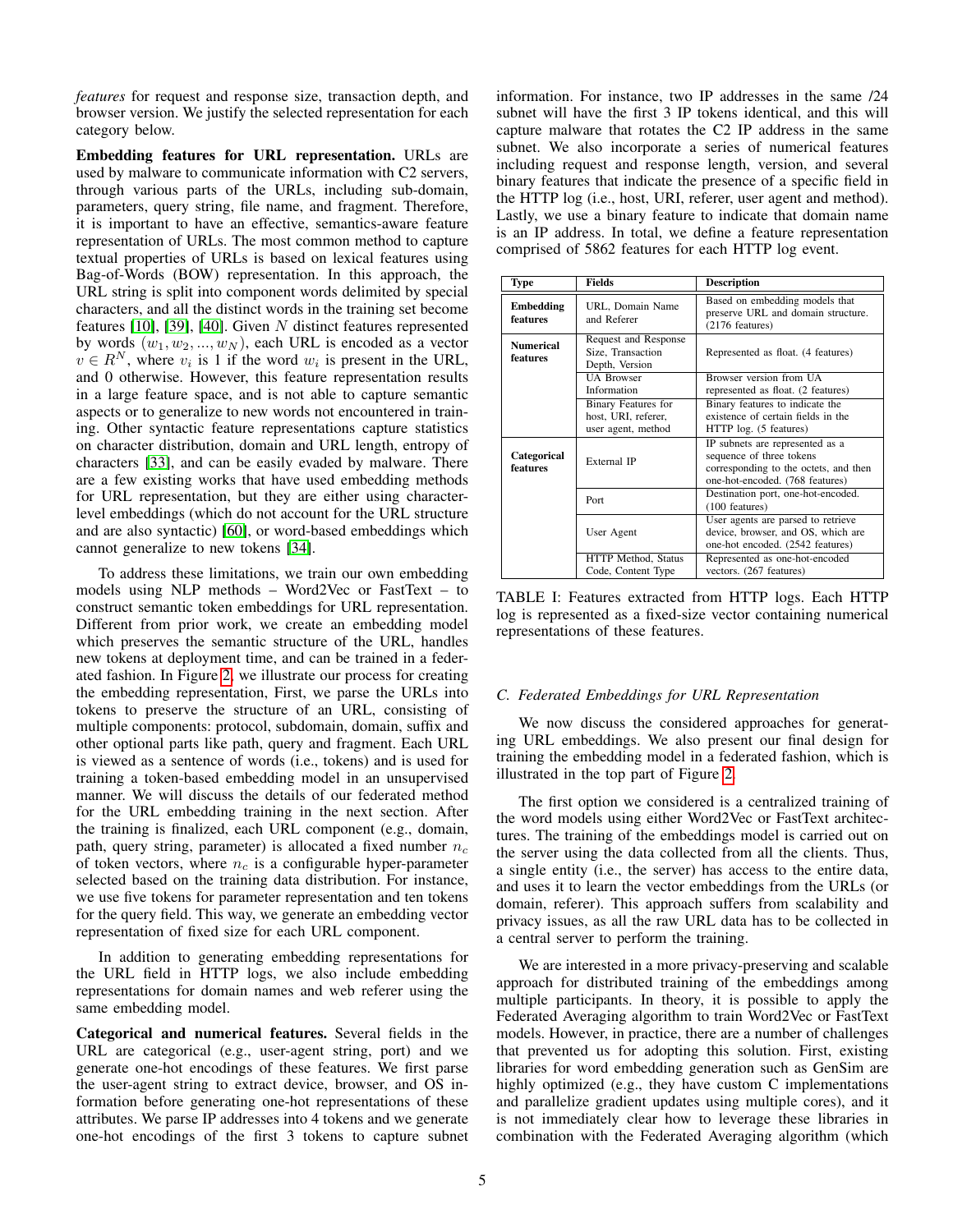*features* for request and response size, transaction depth, and browser version. We justify the selected representation for each category below.

**Embedding features for URL representation.** URLs are used by malware to communicate information with C2 servers, through various parts of the URLs, including sub-domain, parameters, query string, file name, and fragment. Therefore, it is important to have an effective, semantics-aware feature representation of URLs. The most common method to capture textual properties of URLs is based on lexical features using Bag-of-Words (BOW) representation. In this approach, the URL string is split into component words delimited by special characters, and all the distinct words in the training set become features [10], [39], [40]. Given $N$ distinct features represented by words $(w_1, w_2, ..., w_N)$, each URL is encoded as a vector $v \in R^N$, where $v_i$ is 1 if the word $w_i$ is present in the URL, and 0 otherwise. However, this feature representation results in a large feature space, and is not able to capture semantic aspects or to generalize to new words not encountered in training. Other syntactic feature representations capture statistics on character distribution, domain and URL length, entropy of characters [33], and can be easily evaded by malware. There are a few existing works that have used embedding methods for URL representation, but they are either using character-level embeddings (which do not account for the URL structure and are also syntactic) [60], or word-based embeddings which cannot generalize to new tokens [34].

To address these limitations, we train our own embedding models using NLP methods – Word2Vec or FastText – to construct semantic token embeddings for URL representation. Different from prior work, we create an embedding model which preserves the semantic structure of the URL, handles new tokens at deployment time, and can be trained in a federated fashion. In Figure 2, we illustrate our process for creating the embedding representation, First, we parse the URLs into tokens to preserve the structure of an URL, consisting of multiple components: protocol, subdomain, domain, suffix and other optional parts like path, query and fragment. Each URL is viewed as a sentence of words (i.e., tokens) and is used for training a token-based embedding model in an unsupervised manner. We will discuss the details of our federated method for the URL embedding training in the next section. After the training is finalized, each URL component (e.g., domain, path, query string, parameter) is allocated a fixed number $n_c$ of token vectors, where $n_c$ is a configurable hyper-parameter selected based on the training data distribution. For instance, we use five tokens for parameter representation and ten tokens for the query field. This way, we generate an embedding vector representation of fixed size for each URL component.

In addition to generating embedding representations for the URL field in HTTP logs, we also include embedding representations for domain names and web referer using the same embedding model.

**Categorical and numerical features.** Several fields in the URL are categorical (e.g., user-agent string, port) and we generate one-hot encodings of these features. We first parse the user-agent string to extract device, browser, and OS information before generating one-hot representations of these attributes. We parse IP addresses into 4 tokens and we generate one-hot encodings of the first 3 tokens to capture subnet information. For instance, two IP addresses in the same /24 subnet will have the first 3 IP tokens identical, and this will capture malware that rotates the C2 IP address in the same subnet. We also incorporate a series of numerical features including request and response length, version, and several binary features that indicate the presence of a specific field in the HTTP log (i.e., host, URI, referer, user agent and method). Lastly, we use a binary feature to indicate that domain name is an IP address. In total, we define a feature representation comprised of 5862 features for each HTTP log event.

| Type | Fields | Description |
|---|---|---|
| **Embedding features** | URL, Domain Name and Referer | Based on embedding models that preserve URL and domain structure. (2176 features) |
| **Numerical features** | Request and Response Size, Transaction Depth, Version | Represented as float. (4 features) |
| | UA Browser Information | Browser version from UA represented as float. (2 features) |
| | Binary Features for host, URI, referer, user agent, method | Binary features to indicate the existence of certain fields in the HTTP log. (5 features) |
| **Categorical features** | External IP | IP subnets are represented as a sequence of three tokens corresponding to the octets, and then one-hot-encoded. (768 features) |
| | Port | Destination port, one-hot-encoded. (100 features) |
| | User Agent | User agents are parsed to retrieve device, browser, and OS, which are one-hot encoded. (2542 features) |
| | HTTP Method, Status Code, Content Type | Represented as one-hot-encoded vectors. (267 features) |

TABLE I: Features extracted from HTTP logs. Each HTTP log is represented as a fixed-size vector containing numerical representations of these features.

### C. Federated Embeddings for URL Representation

We now discuss the considered approaches for generating URL embeddings. We also present our final design for training the embedding model in a federated fashion, which is illustrated in the top part of Figure 2.

The first option we considered is a centralized training of the word models using either Word2Vec or FastText architectures. The training of the embeddings model is carried out on the server using the data collected from all the clients. Thus, a single entity (i.e., the server) has access to the entire data, and uses it to learn the vector embeddings from the URLs (or domain, referer). This approach suffers from scalability and privacy issues, as all the raw URL data has to be collected in a central server to perform the training.

We are interested in a more privacy-preserving and scalable approach for distributed training of the embeddings among multiple participants. In theory, it is possible to apply the Federated Averaging algorithm to train Word2Vec or FastText models. However, in practice, there are a number of challenges that prevented us for adopting this solution. First, existing libraries for word embedding generation such as GenSim are highly optimized (e.g., they have custom C implementations and parallelize gradient updates using multiple cores), and it is not immediately clear how to leverage these libraries in combination with the Federated Averaging algorithm (which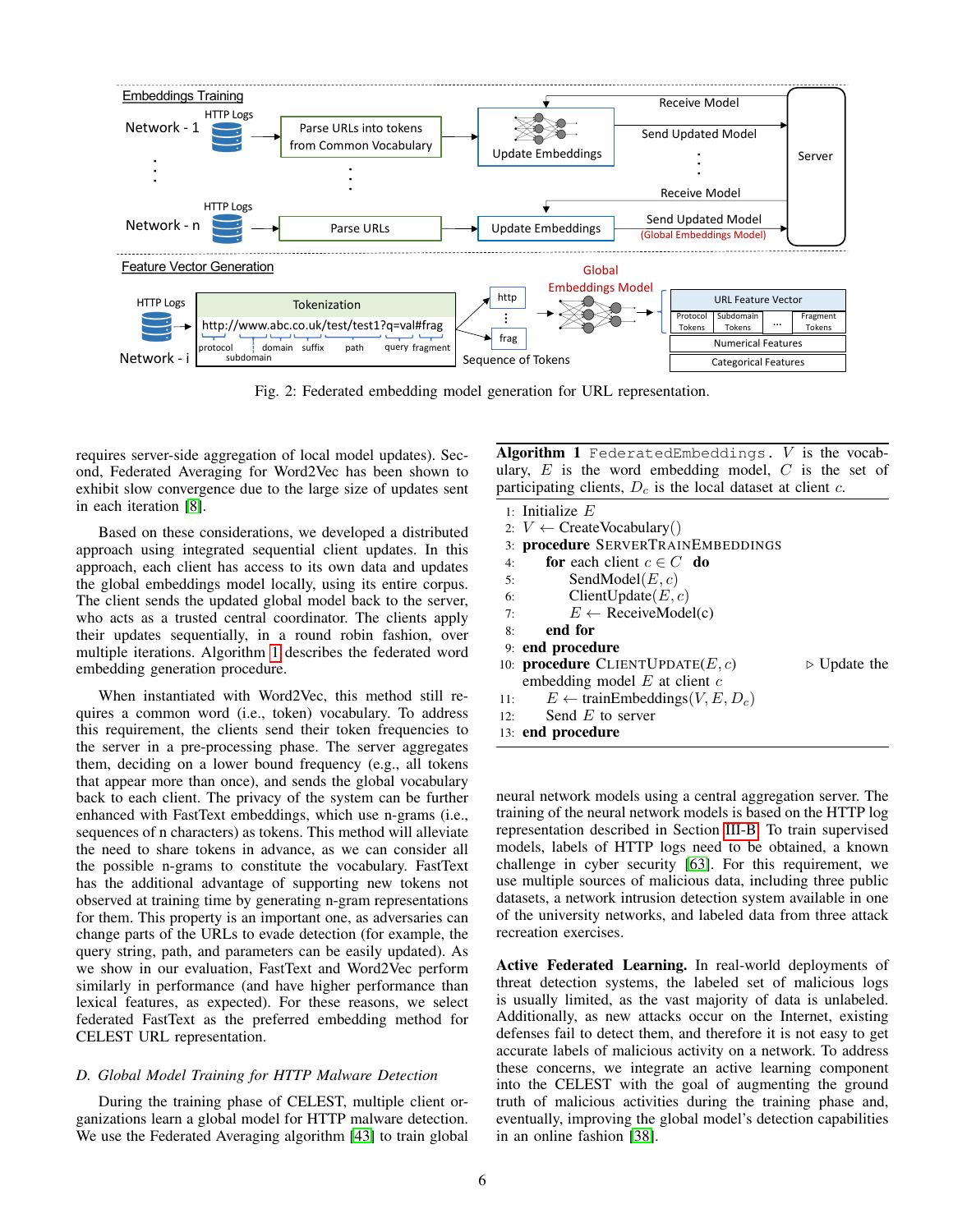Fig. 2: Federated embedding model generation for URL representation.

requires server-side aggregation of local model updates). Second, Federated Averaging for Word2Vec has been shown to exhibit slow convergence due to the large size of updates sent in each iteration [8].

Based on these considerations, we developed a distributed approach using integrated sequential client updates. In this approach, each client has access to its own data and updates the global embeddings model locally, using its entire corpus. The client sends the updated global model back to the server, who acts as a trusted central coordinator. The clients apply their updates sequentially, in a round robin fashion, over multiple iterations. Algorithm 1 describes the federated word embedding generation procedure.

When instantiated with Word2Vec, this method still requires a common word (i.e., token) vocabulary. To address this requirement, the clients send their token frequencies to the server in a pre-processing phase. The server aggregates them, deciding on a lower bound frequency (e.g., all tokens that appear more than once), and sends the global vocabulary back to each client. The privacy of the system can be further enhanced with FastText embeddings, which use n-grams (i.e., sequences of n characters) as tokens. This method will alleviate the need to share tokens in advance, as we can consider all the possible n-grams to constitute the vocabulary. FastText has the additional advantage of supporting new tokens not observed at training time by generating n-gram representations for them. This property is an important one, as adversaries can change parts of the URLs to evade detection (for example, the query string, path, and parameters can be easily updated). As we show in our evaluation, FastText and Word2Vec perform similarly in performance (and have higher performance than lexical features, as expected). For these reasons, we select federated FastText as the preferred embedding method for CELEST URL representation.

### D. Global Model Training for HTTP Malware Detection

During the training phase of CELEST, multiple client organizations learn a global model for HTTP malware detection. We use the Federated Averaging algorithm [43] to train global

**Algorithm 1** `FederatedEmbeddings`. $V$ is the vocabulary, $E$ is the word embedding model, $C$ is the set of participating clients, $D_c$ is the local dataset at client $c$.

```
1:  Initialize E
2:  V ← CreateVocabulary()
3:  procedure SERVERTRAINEMBEDDINGS
4:      for each client c ∈ C do
5:          SendModel(E, c)
6:          ClientUpdate(E, c)
7:          E ← ReceiveModel(c)
8:      end for
9:  end procedure
10: procedure CLIENTUPDATE(E, c)        ▷ Update the embedding model E at client c
11:     E ← trainEmbeddings(V, E, D_c)
12:     Send E to server
13: end procedure
```

neural network models using a central aggregation server. The training of the neural network models is based on the HTTP log representation described in Section III-B. To train supervised models, labels of HTTP logs need to be obtained, a known challenge in cyber security [63]. For this requirement, we use multiple sources of malicious data, including three public datasets, a network intrusion detection system available in one of the university networks, and labeled data from three attack recreation exercises.

**Active Federated Learning.** In real-world deployments of threat detection systems, the labeled set of malicious logs is usually limited, as the vast majority of data is unlabeled. Additionally, as new attacks occur on the Internet, existing defenses fail to detect them, and therefore it is not easy to get accurate labels of malicious activity on a network. To address these concerns, we integrate an active learning component into the CELEST with the goal of augmenting the ground truth of malicious activities during the training phase and, eventually, improving the global model's detection capabilities in an online fashion [38].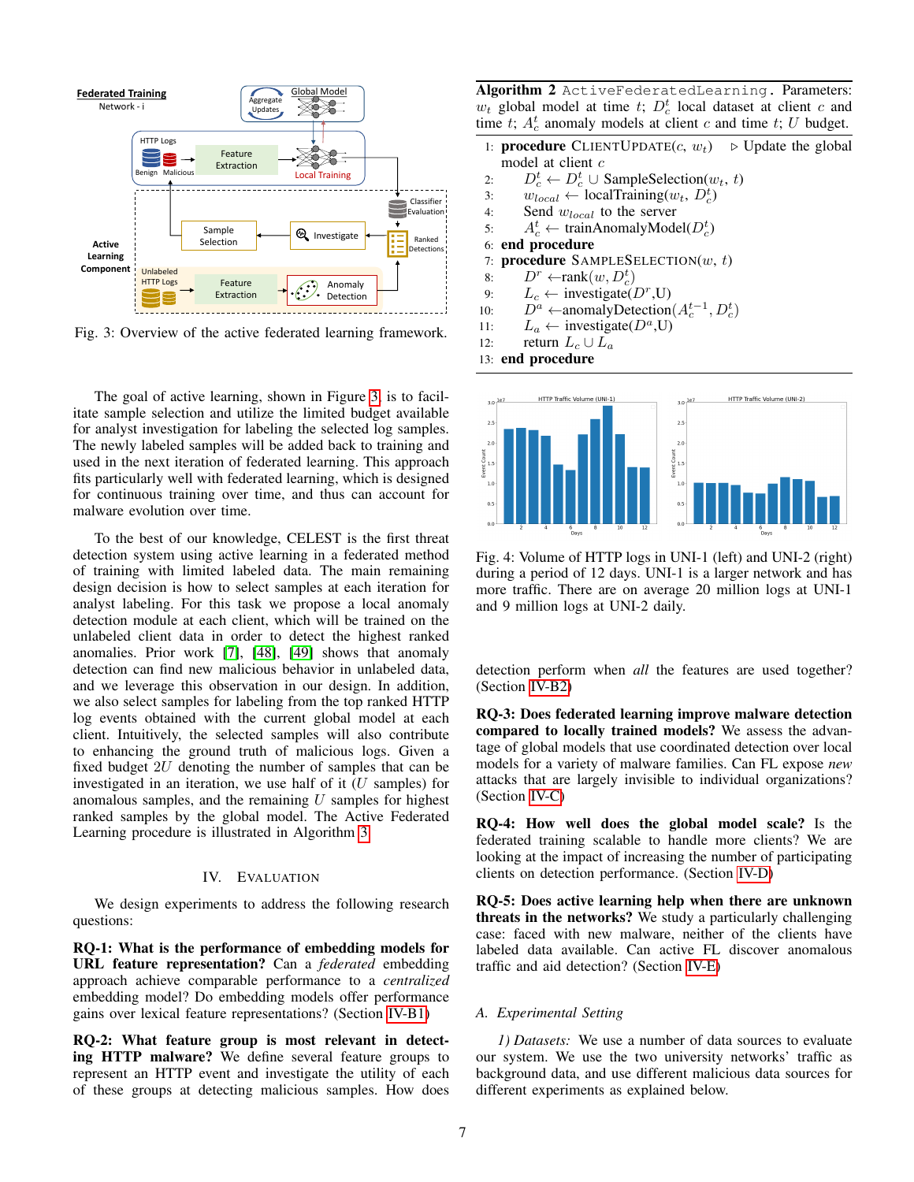Fig. 3: Overview of the active federated learning framework.

The goal of active learning, shown in Figure 3, is to facilitate sample selection and utilize the limited budget available for analyst investigation for labeling the selected log samples. The newly labeled samples will be added back to training and used in the next iteration of federated learning. This approach fits particularly well with federated learning, which is designed for continuous training over time, and thus can account for malware evolution over time.

To the best of our knowledge, CELEST is the first threat detection system using active learning in a federated method of training with limited labeled data. The main remaining design decision is how to select samples at each iteration for analyst labeling. For this task we propose a local anomaly detection module at each client, which will be trained on the unlabeled client data in order to detect the highest ranked anomalies. Prior work [7], [48], [49] shows that anomaly detection can find new malicious behavior in unlabeled data, and we leverage this observation in our design. In addition, we also select samples for labeling from the top ranked HTTP log events obtained with the current global model at each client. Intuitively, the selected samples will also contribute to enhancing the ground truth of malicious logs. Given a fixed budget $2U$ denoting the number of samples that can be investigated in an iteration, we use half of it ($U$ samples) for anomalous samples, and the remaining $U$ samples for highest ranked samples by the global model. The Active Federated Learning procedure is illustrated in Algorithm 3.

**Algorithm 2** ActiveFederatedLearning. Parameters: $w_t$ global model at time $t$; $D_c^t$ local dataset at client $c$ and time $t$; $A_c^t$ anomaly models at client $c$ and time $t$; $U$ budget.

```
1:  procedure CLIENTUPDATE(c, w_t)    ▷ Update the global model at client c
2:      D_c^t ← D_c^t ∪ SampleSelection(w_t, t)
3:      w_local ← localTraining(w_t, D_c^t)
4:      Send w_local to the server
5:      A_c^t ← trainAnomalyModel(D_c^t)
6:  end procedure
7:  procedure SAMPLESELECTION(w, t)
8:      D^r ← rank(w, D_c^t)
9:      L_c ← investigate(D^r, U)
10:     D^a ← anomalyDetection(A_c^{t-1}, D_c^t)
11:     L_a ← investigate(D^a, U)
12:     return L_c ∪ L_a
13: end procedure
```

Fig. 4: Volume of HTTP logs in UNI-1 (left) and UNI-2 (right) during a period of 12 days. UNI-1 is a larger network and has more traffic. There are on average 20 million logs at UNI-1 and 9 million logs at UNI-2 daily.

## IV. Evaluation

We design experiments to address the following research questions:

**RQ-1: What is the performance of embedding models for URL feature representation?** Can a *federated* embedding approach achieve comparable performance to a *centralized* embedding model? Do embedding models offer performance gains over lexical feature representations? (Section IV-B1)

**RQ-2: What feature group is most relevant in detecting HTTP malware?** We define several feature groups to represent an HTTP event and investigate the utility of each of these groups at detecting malicious samples. How does detection perform when *all* the features are used together? (Section IV-B2)

**RQ-3: Does federated learning improve malware detection compared to locally trained models?** We assess the advantage of global models that use coordinated detection over local models for a variety of malware families. Can FL expose *new* attacks that are largely invisible to individual organizations? (Section IV-C)

**RQ-4: How well does the global model scale?** Is the federated training scalable to handle more clients? We are looking at the impact of increasing the number of participating clients on detection performance. (Section IV-D)

**RQ-5: Does active learning help when there are unknown threats in the networks?** We study a particularly challenging case: faced with new malware, neither of the clients have labeled data available. Can active FL discover anomalous traffic and aid detection? (Section IV-E)

### A. Experimental Setting

*1) Datasets:* We use a number of data sources to evaluate our system. We use the two university networks' traffic as background data, and use different malicious data sources for different experiments as explained below.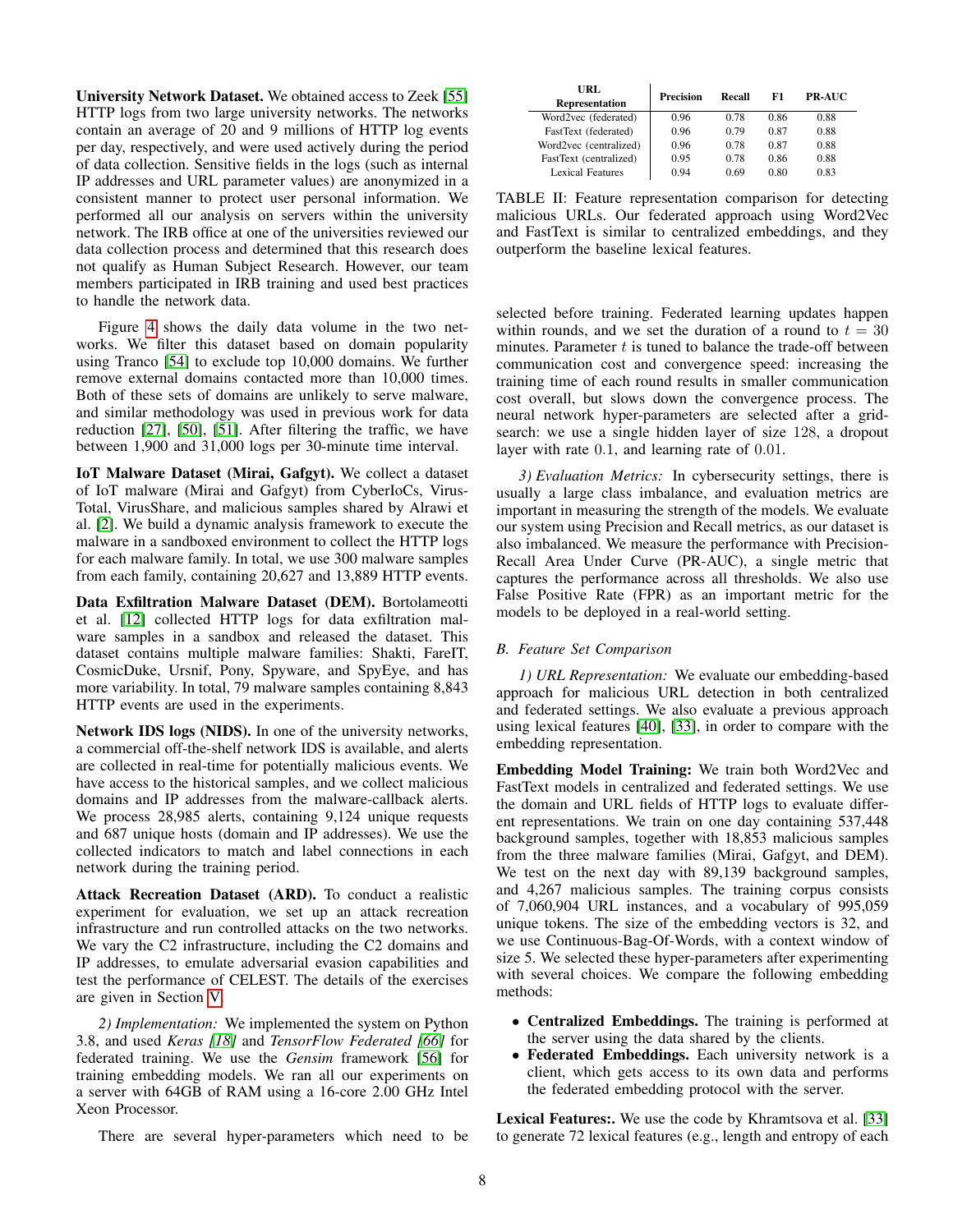**University Network Dataset.** We obtained access to Zeek [55] HTTP logs from two large university networks. The networks contain an average of 20 and 9 millions of HTTP log events per day, respectively, and were used actively during the period of data collection. Sensitive fields in the logs (such as internal IP addresses and URL parameter values) are anonymized in a consistent manner to protect user personal information. We performed all our analysis on servers within the university network. The IRB office at one of the universities reviewed our data collection process and determined that this research does not qualify as Human Subject Research. However, our team members participated in IRB training and used best practices to handle the network data.

Figure 4 shows the daily data volume in the two networks. We filter this dataset based on domain popularity using Tranco [54] to exclude top 10,000 domains. We further remove external domains contacted more than 10,000 times. Both of these sets of domains are unlikely to serve malware, and similar methodology was used in previous work for data reduction [27], [50], [51]. After filtering the traffic, we have between 1,900 and 31,000 logs per 30-minute time interval.

**IoT Malware Dataset (Mirai, Gafgyt).** We collect a dataset of IoT malware (Mirai and Gafgyt) from CyberIoCs, VirusTotal, VirusShare, and malicious samples shared by Alrawi et al. [2]. We build a dynamic analysis framework to execute the malware in a sandboxed environment to collect the HTTP logs for each malware family. In total, we use 300 malware samples from each family, containing 20,627 and 13,889 HTTP events.

**Data Exfiltration Malware Dataset (DEM).** Bortolameotti et al. [12] collected HTTP logs for data exfiltration malware samples in a sandbox and released the dataset. This dataset contains multiple malware families: Shakti, FareIT, CosmicDuke, Ursnif, Pony, Spyware, and SpyEye, and has more variability. In total, 79 malware samples containing 8,843 HTTP events are used in the experiments.

**Network IDS logs (NIDS).** In one of the university networks, a commercial off-the-shelf network IDS is available, and alerts are collected in real-time for potentially malicious events. We have access to the historical samples, and we collect malicious domains and IP addresses from the malware-callback alerts. We process 28,985 alerts, containing 9,124 unique requests and 687 unique hosts (domain and IP addresses). We use the collected indicators to match and label connections in each network during the training period.

**Attack Recreation Dataset (ARD).** To conduct a realistic experiment for evaluation, we set up an attack recreation infrastructure and run controlled attacks on the two networks. We vary the C2 infrastructure, including the C2 domains and IP addresses, to emulate adversarial evasion capabilities and test the performance of CELEST. The details of the exercises are given in Section V.

*2) Implementation:* We implemented the system on Python 3.8, and used *Keras [18]* and *TensorFlow Federated [66]* for federated training. We use the *Gensim* framework [56] for training embedding models. We ran all our experiments on a server with 64GB of RAM using a 16-core 2.00 GHz Intel Xeon Processor.

There are several hyper-parameters which need to be selected before training. Federated learning updates happen within rounds, and we set the duration of a round to $t = 30$ minutes. Parameter $t$ is tuned to balance the trade-off between communication cost and convergence speed: increasing the training time of each round results in smaller communication cost overall, but slows down the convergence process. The neural network hyper-parameters are selected after a grid-search: we use a single hidden layer of size 128, a dropout layer with rate 0.1, and learning rate of 0.01.

| URL Representation | Precision | Recall | F1 | PR-AUC |
|---|---|---|---|---|
| Word2vec (federated) | 0.96 | 0.78 | 0.86 | 0.88 |
| FastText (federated) | 0.96 | 0.79 | 0.87 | 0.88 |
| Word2vec (centralized) | 0.96 | 0.78 | 0.87 | 0.88 |
| FastText (centralized) | 0.95 | 0.78 | 0.86 | 0.88 |
| Lexical Features | 0.94 | 0.69 | 0.80 | 0.83 |

TABLE II: Feature representation comparison for detecting malicious URLs. Our federated approach using Word2Vec and FastText is similar to centralized embeddings, and they outperform the baseline lexical features.

*3) Evaluation Metrics:* In cybersecurity settings, there is usually a large class imbalance, and evaluation metrics are important in measuring the strength of the models. We evaluate our system using Precision and Recall metrics, as our dataset is also imbalanced. We measure the performance with Precision-Recall Area Under Curve (PR-AUC), a single metric that captures the performance across all thresholds. We also use False Positive Rate (FPR) as an important metric for the models to be deployed in a real-world setting.

### B. Feature Set Comparison

*1) URL Representation:* We evaluate our embedding-based approach for malicious URL detection in both centralized and federated settings. We also evaluate a previous approach using lexical features [40], [33], in order to compare with the embedding representation.

**Embedding Model Training:** We train both Word2Vec and FastText models in centralized and federated settings. We use the domain and URL fields of HTTP logs to evaluate different representations. We train on one day containing 537,448 background samples, together with 18,853 malicious samples from the three malware families (Mirai, Gafgyt, and DEM). We test on the next day with 89,139 background samples, and 4,267 malicious samples. The training corpus consists of 7,060,904 URL instances, and a vocabulary of 995,059 unique tokens. The size of the embedding vectors is 32, and we use Continuous-Bag-Of-Words, with a context window of size 5. We selected these hyper-parameters after experimenting with several choices. We compare the following embedding methods:

- **Centralized Embeddings.** The training is performed at the server using the data shared by the clients.
- **Federated Embeddings.** Each university network is a client, which gets access to its own data and performs the federated embedding protocol with the server.

**Lexical Features:.** We use the code by Khramtsova et al. [33] to generate 72 lexical features (e.g., length and entropy of each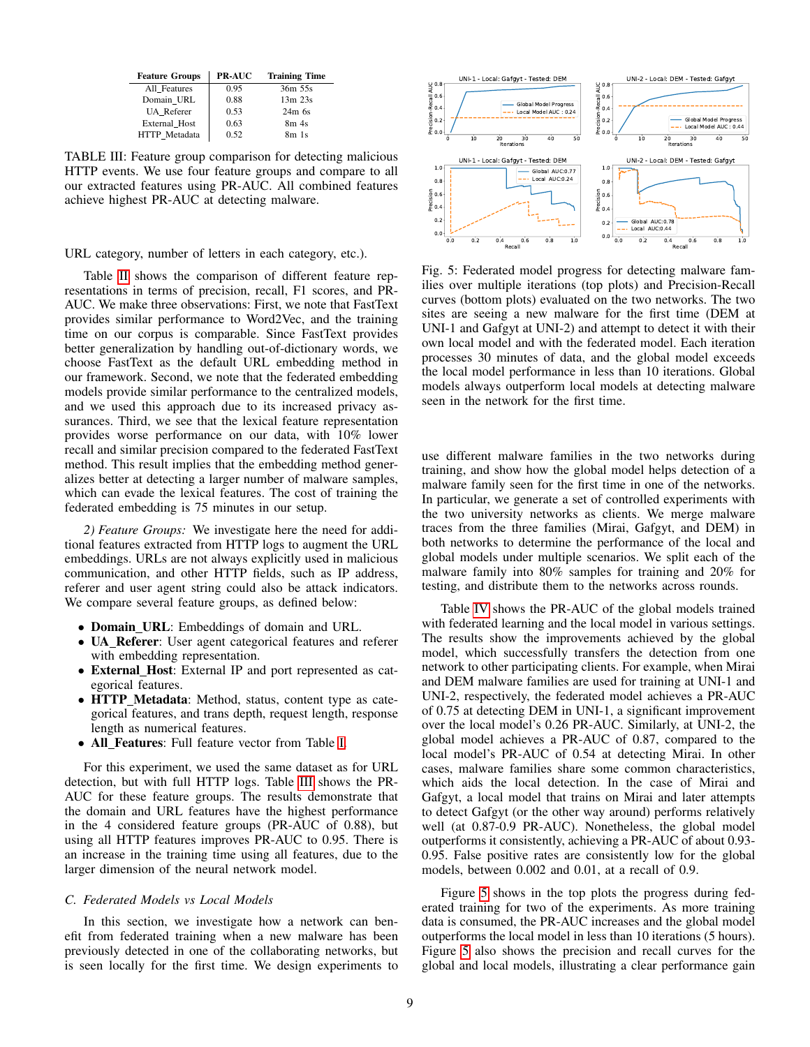| Feature Groups | PR-AUC | Training Time |
|---|---|---|
| All_Features | 0.95 | 36m 55s |
| Domain_URL | 0.88 | 13m 23s |
| UA_Referer | 0.53 | 24m 6s |
| External_Host | 0.63 | 8m 4s |
| HTTP_Metadata | 0.52 | 8m 1s |

TABLE III: Feature group comparison for detecting malicious HTTP events. We use four feature groups and compare to all our extracted features using PR-AUC. All combined features achieve highest PR-AUC at detecting malware.

URL category, number of letters in each category, etc.).

Table II shows the comparison of different feature representations in terms of precision, recall, F1 scores, and PR-AUC. We make three observations: First, we note that FastText provides similar performance to Word2Vec, and the training time on our corpus is comparable. Since FastText provides better generalization by handling out-of-dictionary words, we choose FastText as the default URL embedding method in our framework. Second, we note that the federated embedding models provide similar performance to the centralized models, and we used this approach due to its increased privacy assurances. Third, we see that the lexical feature representation provides worse performance on our data, with 10% lower recall and similar precision compared to the federated FastText method. This result implies that the embedding method generalizes better at detecting a larger number of malware samples, which can evade the lexical features. The cost of training the federated embedding is 75 minutes in our setup.

*2) Feature Groups:* We investigate here the need for additional features extracted from HTTP logs to augment the URL embeddings. URLs are not always explicitly used in malicious communication, and other HTTP fields, such as IP address, referer and user agent string could also be attack indicators. We compare several feature groups, as defined below:

- **Domain_URL**: Embeddings of domain and URL.
- **UA_Referer**: User agent categorical features and referer with embedding representation.
- **External_Host**: External IP and port represented as categorical features.
- **HTTP_Metadata**: Method, status, content type as categorical features, and trans depth, request length, response length as numerical features.
- **All_Features**: Full feature vector from Table I.

For this experiment, we used the same dataset as for URL detection, but with full HTTP logs. Table III shows the PR-AUC for these feature groups. The results demonstrate that the domain and URL features have the highest performance in the 4 considered feature groups (PR-AUC of 0.88), but using all HTTP features improves PR-AUC to 0.95. There is an increase in the training time using all features, due to the larger dimension of the neural network model.

### C. Federated Models vs Local Models

In this section, we investigate how a network can benefit from federated training when a new malware has been previously detected in one of the collaborating networks, but is seen locally for the first time. We design experiments to use different malware families in the two networks during training, and show how the global model helps detection of a malware family seen for the first time in one of the networks. In particular, we generate a set of controlled experiments with the two university networks as clients. We merge malware traces from the three families (Mirai, Gafgyt, and DEM) in both networks to determine the performance of the local and global models under multiple scenarios. We split each of the malware family into 80% samples for training and 20% for testing, and distribute them to the networks across rounds.

Fig. 5: Federated model progress for detecting malware families over multiple iterations (top plots) and Precision-Recall curves (bottom plots) evaluated on the two networks. The two sites are seeing a new malware for the first time (DEM at UNI-1 and Gafgyt at UNI-2) and attempt to detect it with their own local model and with the federated model. Each iteration processes 30 minutes of data, and the global model exceeds the local model performance in less than 10 iterations. Global models always outperform local models at detecting malware seen in the network for the first time.

Table IV shows the PR-AUC of the global models trained with federated learning and the local model in various settings. The results show the improvements achieved by the global model, which successfully transfers the detection from one network to other participating clients. For example, when Mirai and DEM malware families are used for training at UNI-1 and UNI-2, respectively, the federated model achieves a PR-AUC of 0.75 at detecting DEM in UNI-1, a significant improvement over the local model's 0.26 PR-AUC. Similarly, at UNI-2, the global model achieves a PR-AUC of 0.87, compared to the local model's PR-AUC of 0.54 at detecting Mirai. In other cases, malware families share some common characteristics, which aids the local detection. In the case of Mirai and Gafgyt, a local model that trains on Mirai and later attempts to detect Gafgyt (or the other way around) performs relatively well (at 0.87-0.9 PR-AUC). Nonetheless, the global model outperforms it consistently, achieving a PR-AUC of about 0.93-0.95. False positive rates are consistently low for the global models, between 0.002 and 0.01, at a recall of 0.9.

Figure 5 shows in the top plots the progress during federated training for two of the experiments. As more training data is consumed, the PR-AUC increases and the global model outperforms the local model in less than 10 iterations (5 hours). Figure 5 also shows the precision and recall curves for the global and local models, illustrating a clear performance gain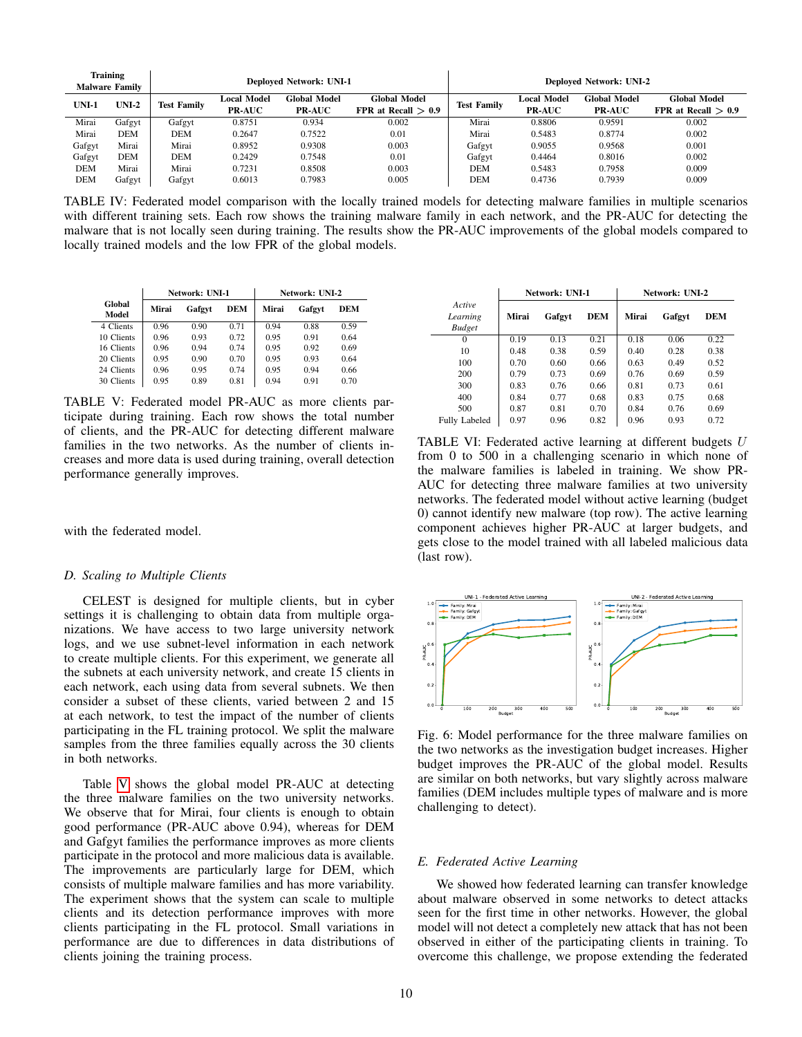| Training Malware Family | | Deployed Network: UNI-1 | | | | Deployed Network: UNI-2 | | | |
|---|---|---|---|---|---|---|---|---|---|
| UNI-1 | UNI-2 | Test Family | Local Model PR-AUC | Global Model PR-AUC | Global Model FPR at Recall > 0.9 | Test Family | Local Model PR-AUC | Global Model PR-AUC | Global Model FPR at Recall > 0.9 |
| Mirai | Gafgyt | Gafgyt | 0.8751 | 0.934 | 0.002 | Mirai | 0.8806 | 0.9591 | 0.002 |
| Mirai | DEM | DEM | 0.2647 | 0.7522 | 0.01 | Mirai | 0.5483 | 0.8774 | 0.002 |
| Gafgyt | Mirai | Mirai | 0.8952 | 0.9308 | 0.003 | Gafgyt | 0.9055 | 0.9568 | 0.001 |
| Gafgyt | DEM | DEM | 0.2429 | 0.7548 | 0.01 | Gafgyt | 0.4464 | 0.8016 | 0.002 |
| DEM | Mirai | Mirai | 0.7231 | 0.8508 | 0.003 | DEM | 0.5483 | 0.7958 | 0.009 |
| DEM | Gafgyt | Gafgyt | 0.6013 | 0.7983 | 0.005 | DEM | 0.4736 | 0.7939 | 0.009 |

TABLE IV: Federated model comparison with the locally trained models for detecting malware families in multiple scenarios with different training sets. Each row shows the training malware family in each network, and the PR-AUC for detecting the malware that is not locally seen during training. The results show the PR-AUC improvements of the global models compared to locally trained models and the low FPR of the global models.

| Global Model | Network: UNI-1 | | | Network: UNI-2 | | |
|---|---|---|---|---|---|---|
| | Mirai | Gafgyt | DEM | Mirai | Gafgyt | DEM |
| 4 Clients | 0.96 | 0.90 | 0.71 | 0.94 | 0.88 | 0.59 |
| 10 Clients | 0.96 | 0.93 | 0.72 | 0.95 | 0.91 | 0.64 |
| 16 Clients | 0.96 | 0.94 | 0.74 | 0.95 | 0.92 | 0.69 |
| 20 Clients | 0.95 | 0.90 | 0.70 | 0.95 | 0.93 | 0.64 |
| 24 Clients | 0.96 | 0.95 | 0.74 | 0.95 | 0.94 | 0.66 |
| 30 Clients | 0.95 | 0.89 | 0.81 | 0.94 | 0.91 | 0.70 |

TABLE V: Federated model PR-AUC as more clients participate during training. Each row shows the total number of clients, and the PR-AUC for detecting different malware families in the two networks. As the number of clients increases and more data is used during training, overall detection performance generally improves.

with the federated model.

### D. Scaling to Multiple Clients

CELEST is designed for multiple clients, but in cyber settings it is challenging to obtain data from multiple organizations. We have access to two large university network logs, and we use subnet-level information in each network to create multiple clients. For this experiment, we generate all the subnets at each university network, and create 15 clients in each network, each using data from several subnets. We then consider a subset of these clients, varied between 2 and 15 at each network, to test the impact of the number of clients participating in the FL training protocol. We split the malware samples from the three families equally across the 30 clients in both networks.

Table V shows the global model PR-AUC at detecting the three malware families on the two university networks. We observe that for Mirai, four clients is enough to obtain good performance (PR-AUC above 0.94), whereas for DEM and Gafgyt families the performance improves as more clients participate in the protocol and more malicious data is available. The improvements are particularly large for DEM, which consists of multiple malware families and has more variability. The experiment shows that the system can scale to multiple clients and its detection performance improves with more clients participating in the FL protocol. Small variations in performance are due to differences in data distributions of clients joining the training process.

| *Active Learning Budget* | Network: UNI-1 | | | Network: UNI-2 | | |
|---|---|---|---|---|---|---|
| | Mirai | Gafgyt | DEM | Mirai | Gafgyt | DEM |
| 0 | 0.19 | 0.13 | 0.21 | 0.18 | 0.06 | 0.22 |
| 10 | 0.48 | 0.38 | 0.59 | 0.40 | 0.28 | 0.38 |
| 100 | 0.70 | 0.60 | 0.66 | 0.63 | 0.49 | 0.52 |
| 200 | 0.79 | 0.73 | 0.69 | 0.76 | 0.69 | 0.59 |
| 300 | 0.83 | 0.76 | 0.66 | 0.81 | 0.73 | 0.61 |
| 400 | 0.84 | 0.77 | 0.68 | 0.83 | 0.75 | 0.68 |
| 500 | 0.87 | 0.81 | 0.70 | 0.84 | 0.76 | 0.69 |
| Fully Labeled | 0.97 | 0.96 | 0.82 | 0.96 | 0.93 | 0.72 |

TABLE VI: Federated active learning at different budgets $U$ from 0 to 500 in a challenging scenario in which none of the malware families is labeled in training. We show PR-AUC for detecting three malware families at two university networks. The federated model without active learning (budget 0) cannot identify new malware (top row). The active learning component achieves higher PR-AUC at larger budgets, and gets close to the model trained with all labeled malicious data (last row).

Fig. 6: Model performance for the three malware families on the two networks as the investigation budget increases. Higher budget improves the PR-AUC of the global model. Results are similar on both networks, but vary slightly across malware families (DEM includes multiple types of malware and is more challenging to detect).

### E. Federated Active Learning

We showed how federated learning can transfer knowledge about malware observed in some networks to detect attacks seen for the first time in other networks. However, the global model will not detect a completely new attack that has not been observed in either of the participating clients in training. To overcome this challenge, we propose extending the federated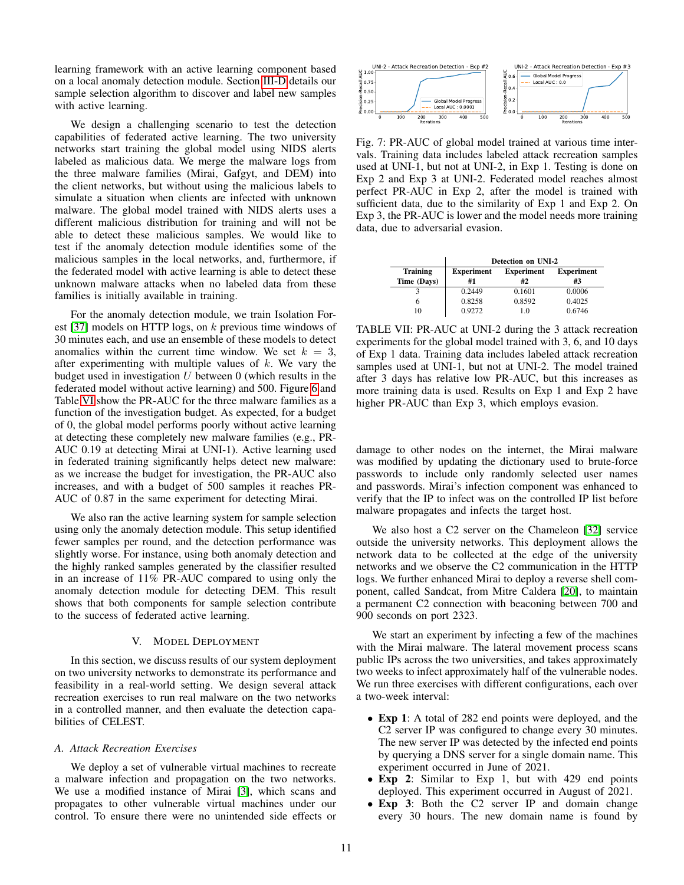learning framework with an active learning component based on a local anomaly detection module. Section III-D details our sample selection algorithm to discover and label new samples with active learning.

We design a challenging scenario to test the detection capabilities of federated active learning. The two university networks start training the global model using NIDS alerts labeled as malicious data. We merge the malware logs from the three malware families (Mirai, Gafgyt, and DEM) into the client networks, but without using the malicious labels to simulate a situation when clients are infected with unknown malware. The global model trained with NIDS alerts uses a different malicious distribution for training and will not be able to detect these malicious samples. We would like to test if the anomaly detection module identifies some of the malicious samples in the local networks, and, furthermore, if the federated model with active learning is able to detect these unknown malware attacks when no labeled data from these families is initially available in training.

For the anomaly detection module, we train Isolation Forest [37] models on HTTP logs, on $k$ previous time windows of 30 minutes each, and use an ensemble of these models to detect anomalies within the current time window. We set $k = 3$, after experimenting with multiple values of $k$. We vary the budget used in investigation $U$ between 0 (which results in the federated model without active learning) and 500. Figure 6 and Table VI show the PR-AUC for the three malware families as a function of the investigation budget. As expected, for a budget of 0, the global model performs poorly without active learning at detecting these completely new malware families (e.g., PR-AUC 0.19 at detecting Mirai at UNI-1). Active learning used in federated training significantly helps detect new malware: as we increase the budget for investigation, the PR-AUC also increases, and with a budget of 500 samples it reaches PR-AUC of 0.87 in the same experiment for detecting Mirai.

We also ran the active learning system for sample selection using only the anomaly detection module. This setup identified fewer samples per round, and the detection performance was slightly worse. For instance, using both anomaly detection and the highly ranked samples generated by the classifier resulted in an increase of 11% PR-AUC compared to using only the anomaly detection module for detecting DEM. This result shows that both components for sample selection contribute to the success of federated active learning.

## V. Model Deployment

In this section, we discuss results of our system deployment on two university networks to demonstrate its performance and feasibility in a real-world setting. We design several attack recreation exercises to run real malware on the two networks in a controlled manner, and then evaluate the detection capabilities of CELEST.

### A. Attack Recreation Exercises

We deploy a set of vulnerable virtual machines to recreate a malware infection and propagation on the two networks. We use a modified instance of Mirai [3], which scans and propagates to other vulnerable virtual machines under our control. To ensure there were no unintended side effects or damage to other nodes on the internet, the Mirai malware was modified by updating the dictionary used to brute-force passwords to include only randomly selected user names and passwords. Mirai's infection component was enhanced to verify that the IP to infect was on the controlled IP list before malware propagates and infects the target host.

We also host a C2 server on the Chameleon [32] service outside the university networks. This deployment allows the network data to be collected at the edge of the university networks and we observe the C2 communication in the HTTP logs. We further enhanced Mirai to deploy a reverse shell component, called Sandcat, from Mitre Caldera [20], to maintain a permanent C2 connection with beaconing between 700 and 900 seconds on port 2323.

We start an experiment by infecting a few of the machines with the Mirai malware. The lateral movement process scans public IPs across the two universities, and takes approximately two weeks to infect approximately half of the vulnerable nodes. We run three exercises with different configurations, each over a two-week interval:

- **Exp 1**: A total of 282 end points were deployed, and the C2 server IP was configured to change every 30 minutes. The new server IP was detected by the infected end points by querying a DNS server for a single domain name. This experiment occurred in June of 2021.
- **Exp 2**: Similar to Exp 1, but with 429 end points deployed. This experiment occurred in August of 2021.
- **Exp 3**: Both the C2 server IP and domain change every 30 hours. The new domain name is found by

Fig. 7: PR-AUC of global model trained at various time intervals. Training data includes labeled attack recreation samples used at UNI-1, but not at UNI-2, in Exp 1. Testing is done on Exp 2 and Exp 3 at UNI-2. Federated model reaches almost perfect PR-AUC in Exp 2, after the model is trained with sufficient data, due to the similarity of Exp 1 and Exp 2. On Exp 3, the PR-AUC is lower and the model needs more training data, due to adversarial evasion.

| | Detection on UNI-2 | | |
|---|---|---|---|
| **Training Time (Days)** | **Experiment #1** | **Experiment #2** | **Experiment #3** |
| 3 | 0.2449 | 0.1601 | 0.0006 |
| 6 | 0.8258 | 0.8592 | 0.4025 |
| 10 | 0.9272 | 1.0 | 0.6746 |

TABLE VII: PR-AUC at UNI-2 during the 3 attack recreation experiments for the global model trained with 3, 6, and 10 days of Exp 1 data. Training data includes labeled attack recreation samples used at UNI-1, but not at UNI-2. The model trained after 3 days has relative low PR-AUC, but this increases as more training data is used. Results on Exp 1 and Exp 2 have higher PR-AUC than Exp 3, which employs evasion.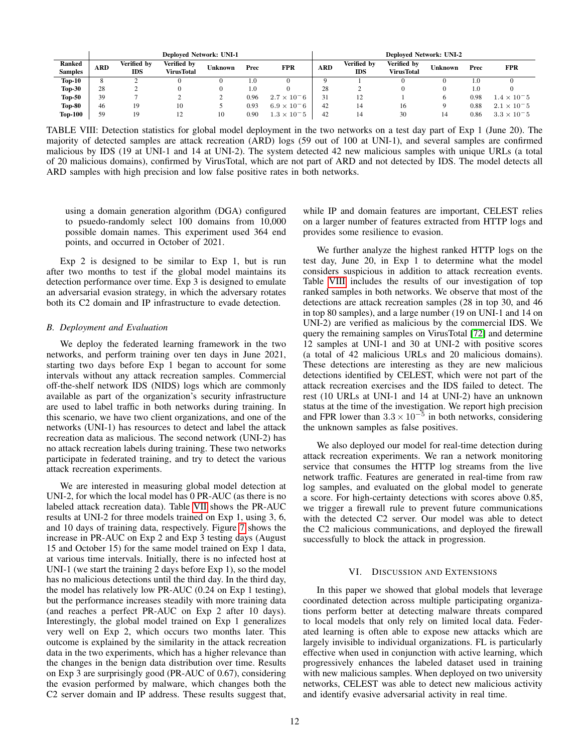| Ranked Samples | Deployed Network: UNI-1 | | | | | | Deployed Network: UNI-2 | | | | | |
|---|---|---|---|---|---|---|---|---|---|---|---|---|
| | ARD | Verified by IDS | Verified by VirusTotal | Unknown | Prec | FPR | ARD | Verified by IDS | Verified by VirusTotal | Unknown | Prec | FPR |
| Top-10 | 8 | 2 | 0 | 0 | 1.0 | 0 | 9 | 1 | 0 | 0 | 1.0 | 0 |
| Top-30 | 28 | 2 | 0 | 0 | 1.0 | 0 | 28 | 2 | 0 | 0 | 1.0 | 0 |
| Top-50 | 39 | 7 | 2 | 2 | 0.96 | $2.7 \times 10^{-6}$ | 31 | 12 | 1 | 6 | 0.98 | $1.4 \times 10^{-5}$ |
| Top-80 | 46 | 19 | 10 | 5 | 0.93 | $6.9 \times 10^{-6}$ | 42 | 14 | 16 | 9 | 0.88 | $2.1 \times 10^{-5}$ |
| Top-100 | 59 | 19 | 12 | 10 | 0.90 | $1.3 \times 10^{-5}$ | 42 | 14 | 30 | 14 | 0.86 | $3.3 \times 10^{-5}$ |

TABLE VIII: Detection statistics for global model deployment in the two networks on a test day part of Exp 1 (June 20). The majority of detected samples are attack recreation (ARD) logs (59 out of 100 at UNI-1), and several samples are confirmed malicious by IDS (19 at UNI-1 and 14 at UNI-2). The system detected 42 new malicious samples with unique URLs (a total of 20 malicious domains), confirmed by VirusTotal, which are not part of ARD and not detected by IDS. The model detects all ARD samples with high precision and low false positive rates in both networks.

using a domain generation algorithm (DGA) configured to psuedo-randomly select 100 domains from 10,000 possible domain names. This experiment used 364 end points, and occurred in October of 2021.

Exp 2 is designed to be similar to Exp 1, but is run after two months to test if the global model maintains its detection performance over time. Exp 3 is designed to emulate an adversarial evasion strategy, in which the adversary rotates both its C2 domain and IP infrastructure to evade detection.

### B. Deployment and Evaluation

We deploy the federated learning framework in the two networks, and perform training over ten days in June 2021, starting two days before Exp 1 began to account for some intervals without any attack recreation samples. Commercial off-the-shelf network IDS (NIDS) logs which are commonly available as part of the organization's security infrastructure are used to label traffic in both networks during training. In this scenario, we have two client organizations, and one of the networks (UNI-1) has resources to detect and label the attack recreation data as malicious. The second network (UNI-2) has no attack recreation labels during training. These two networks participate in federated training, and try to detect the various attack recreation experiments.

We are interested in measuring global model detection at UNI-2, for which the local model has 0 PR-AUC (as there is no labeled attack recreation data). Table VII shows the PR-AUC results at UNI-2 for three models trained on Exp 1, using 3, 6, and 10 days of training data, respectively. Figure 7 shows the increase in PR-AUC on Exp 2 and Exp 3 testing days (August 15 and October 15) for the same model trained on Exp 1 data, at various time intervals. Initially, there is no infected host at UNI-1 (we start the training 2 days before Exp 1), so the model has no malicious detections until the third day. In the third day, the model has relatively low PR-AUC (0.24 on Exp 1 testing), but the performance increases steadily with more training data (and reaches a perfect PR-AUC on Exp 2 after 10 days). Interestingly, the global model trained on Exp 1 generalizes very well on Exp 2, which occurs two months later. This outcome is explained by the similarity in the attack recreation data in the two experiments, which has a higher relevance than the changes in the benign data distribution over time. Results on Exp 3 are surprisingly good (PR-AUC of 0.67), considering the evasion performed by malware, which changes both the C2 server domain and IP address. These results suggest that, while IP and domain features are important, CELEST relies on a larger number of features extracted from HTTP logs and provides some resilience to evasion.

We further analyze the highest ranked HTTP logs on the test day, June 20, in Exp 1 to determine what the model considers suspicious in addition to attack recreation events. Table VIII includes the results of our investigation of top ranked samples in both networks. We observe that most of the detections are attack recreation samples (28 in top 30, and 46 in top 80 samples), and a large number (19 on UNI-1 and 14 on UNI-2) are verified as malicious by the commercial IDS. We query the remaining samples on VirusTotal [72] and determine 12 samples at UNI-1 and 30 at UNI-2 with positive scores (a total of 42 malicious URLs and 20 malicious domains). These detections are interesting as they are new malicious detections identified by CELEST, which were not part of the attack recreation exercises and the IDS failed to detect. The rest (10 URLs at UNI-1 and 14 at UNI-2) have an unknown status at the time of the investigation. We report high precision and FPR lower than $3.3 \times 10^{-5}$ in both networks, considering the unknown samples as false positives.

We also deployed our model for real-time detection during attack recreation experiments. We ran a network monitoring service that consumes the HTTP log streams from the live network traffic. Features are generated in real-time from raw log samples, and evaluated on the global model to generate a score. For high-certainty detections with scores above 0.85, we trigger a firewall rule to prevent future communications with the detected C2 server. Our model was able to detect the C2 malicious communications, and deployed the firewall successfully to block the attack in progression.

## VI. Discussion and Extensions

In this paper we showed that global models that leverage coordinated detection across multiple participating organizations perform better at detecting malware threats compared to local models that only rely on limited local data. Federated learning is often able to expose new attacks which are largely invisible to individual organizations. FL is particularly effective when used in conjunction with active learning, which progressively enhances the labeled dataset used in training with new malicious samples. When deployed on two university networks, CELEST was able to detect new malicious activity and identify evasive adversarial activity in real time.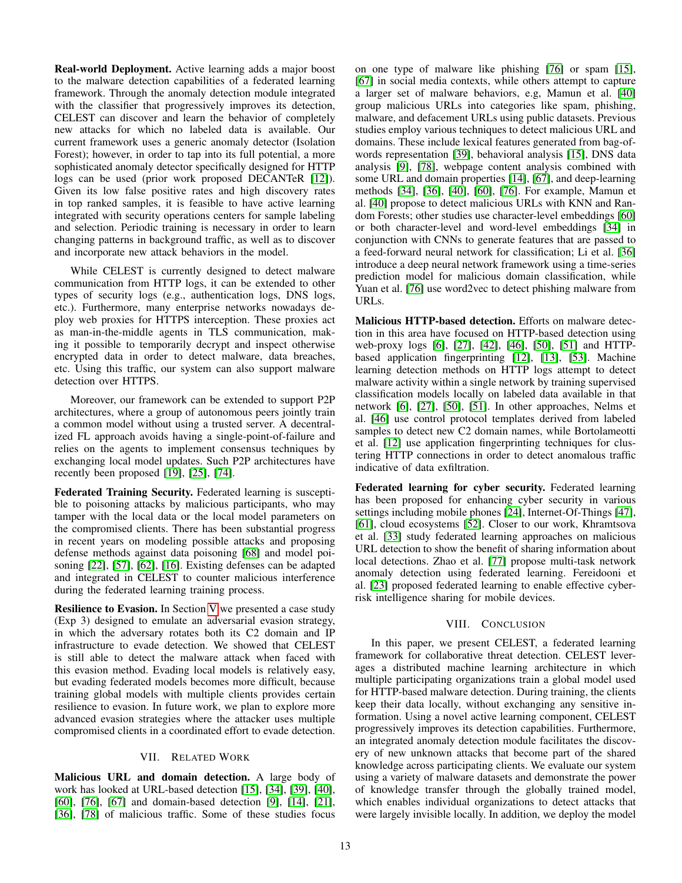**Real-world Deployment.** Active learning adds a major boost to the malware detection capabilities of a federated learning framework. Through the anomaly detection module integrated with the classifier that progressively improves its detection, CELEST can discover and learn the behavior of completely new attacks for which no labeled data is available. Our current framework uses a generic anomaly detector (Isolation Forest); however, in order to tap into its full potential, a more sophisticated anomaly detector specifically designed for HTTP logs can be used (prior work proposed DECANTeR [12]). Given its low false positive rates and high discovery rates in top ranked samples, it is feasible to have active learning integrated with security operations centers for sample labeling and selection. Periodic training is necessary in order to learn changing patterns in background traffic, as well as to discover and incorporate new attack behaviors in the model.

While CELEST is currently designed to detect malware communication from HTTP logs, it can be extended to other types of security logs (e.g., authentication logs, DNS logs, etc.). Furthermore, many enterprise networks nowadays deploy web proxies for HTTPS interception. These proxies act as man-in-the-middle agents in TLS communication, making it possible to temporarily decrypt and inspect otherwise encrypted data in order to detect malware, data breaches, etc. Using this traffic, our system can also support malware detection over HTTPS.

Moreover, our framework can be extended to support P2P architectures, where a group of autonomous peers jointly train a common model without using a trusted server. A decentralized FL approach avoids having a single-point-of-failure and relies on the agents to implement consensus techniques by exchanging local model updates. Such P2P architectures have recently been proposed [19], [25], [74].

**Federated Training Security.** Federated learning is susceptible to poisoning attacks by malicious participants, who may tamper with the local data or the local model parameters on the compromised clients. There has been substantial progress in recent years on modeling possible attacks and proposing defense methods against data poisoning [68] and model poisoning [22], [57], [62], [16]. Existing defenses can be adapted and integrated in CELEST to counter malicious interference during the federated learning training process.

**Resilience to Evasion.** In Section V we presented a case study (Exp 3) designed to emulate an adversarial evasion strategy, in which the adversary rotates both its C2 domain and IP infrastructure to evade detection. We showed that CELEST is still able to detect the malware attack when faced with this evasion method. Evading local models is relatively easy, but evading federated models becomes more difficult, because training global models with multiple clients provides certain resilience to evasion. In future work, we plan to explore more advanced evasion strategies where the attacker uses multiple compromised clients in a coordinated effort to evade detection.

## VII. Related Work

**Malicious URL and domain detection.** A large body of work has looked at URL-based detection [15], [34], [39], [40], [60], [76], [67] and domain-based detection [9], [14], [21], [36], [78] of malicious traffic. Some of these studies focus on one type of malware like phishing [76] or spam [15], [67] in social media contexts, while others attempt to capture a larger set of malware behaviors, e.g, Mamun et al. [40] group malicious URLs into categories like spam, phishing, malware, and defacement URLs using public datasets. Previous studies employ various techniques to detect malicious URL and domains. These include lexical features generated from bag-of-words representation [39], behavioral analysis [15], DNS data analysis [9], [78], webpage content analysis combined with some URL and domain properties [14], [67], and deep-learning methods [34], [36], [40], [60], [76]. For example, Mamun et al. [40] propose to detect malicious URLs with KNN and Random Forests; other studies use character-level embeddings [60] or both character-level and word-level embeddings [34] in conjunction with CNNs to generate features that are passed to a feed-forward neural network for classification; Li et al. [36] introduce a deep neural network framework using a time-series prediction model for malicious domain classification, while Yuan et al. [76] use word2vec to detect phishing malware from URLs.

**Malicious HTTP-based detection.** Efforts on malware detection in this area have focused on HTTP-based detection using web-proxy logs [6], [27], [42], [46], [50], [51] and HTTP-based application fingerprinting [12], [13], [53]. Machine learning detection methods on HTTP logs attempt to detect malware activity within a single network by training supervised classification models locally on labeled data available in that network [6], [27], [50], [51]. In other approaches, Nelms et al. [46] use control protocol templates derived from labeled samples to detect new C2 domain names, while Bortolameotti et al. [12] use application fingerprinting techniques for clustering HTTP connections in order to detect anomalous traffic indicative of data exfiltration.

**Federated learning for cyber security.** Federated learning has been proposed for enhancing cyber security in various settings including mobile phones [24], Internet-Of-Things [47], [61], cloud ecosystems [52]. Closer to our work, Khramtsova et al. [33] study federated learning approaches on malicious URL detection to show the benefit of sharing information about local detections. Zhao et al. [77] propose multi-task network anomaly detection using federated learning. Fereidooni et al. [23] proposed federated learning to enable effective cyber-risk intelligence sharing for mobile devices.

## VIII. Conclusion

In this paper, we present CELEST, a federated learning framework for collaborative threat detection. CELEST leverages a distributed machine learning architecture in which multiple participating organizations train a global model used for HTTP-based malware detection. During training, the clients keep their data locally, without exchanging any sensitive information. Using a novel active learning component, CELEST progressively improves its detection capabilities. Furthermore, an integrated anomaly detection module facilitates the discovery of new unknown attacks that become part of the shared knowledge across participating clients. We evaluate our system using a variety of malware datasets and demonstrate the power of knowledge transfer through the globally trained model, which enables individual organizations to detect attacks that were largely invisible locally. In addition, we deploy the model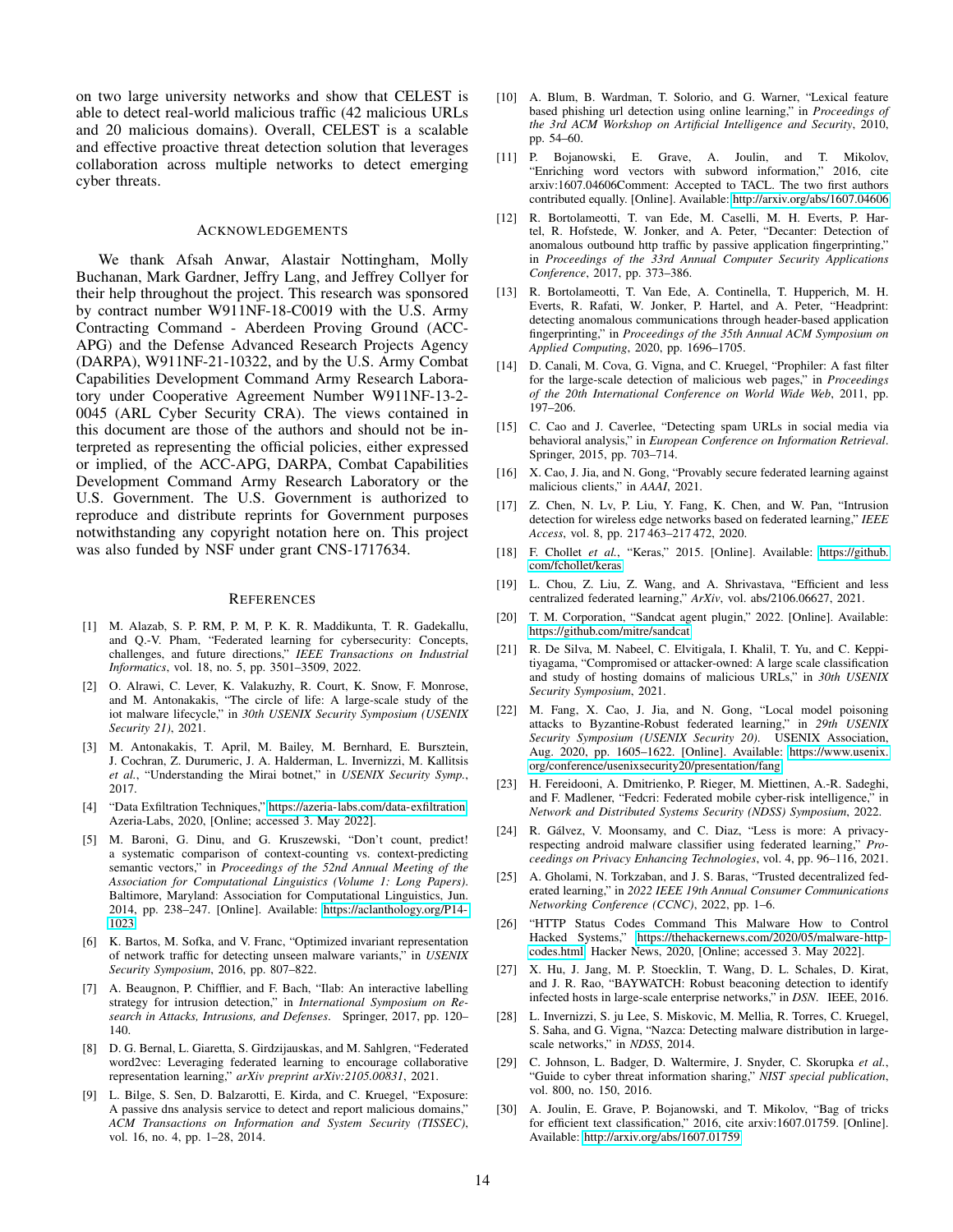on two large university networks and show that CELEST is able to detect real-world malicious traffic (42 malicious URLs and 20 malicious domains). Overall, CELEST is a scalable and effective proactive threat detection solution that leverages collaboration across multiple networks to detect emerging cyber threats.

## Acknowledgements

We thank Afsah Anwar, Alastair Nottingham, Molly Buchanan, Mark Gardner, Jeffry Lang, and Jeffrey Collyer for their help throughout the project. This research was sponsored by contract number W911NF-18-C0019 with the U.S. Army Contracting Command - Aberdeen Proving Ground (ACC-APG) and the Defense Advanced Research Projects Agency (DARPA), W911NF-21-10322, and by the U.S. Army Combat Capabilities Development Command Army Research Laboratory under Cooperative Agreement Number W911NF-13-2-0045 (ARL Cyber Security CRA). The views contained in this document are those of the authors and should not be interpreted as representing the official policies, either expressed or implied, of the ACC-APG, DARPA, Combat Capabilities Development Command Army Research Laboratory or the U.S. Government. The U.S. Government is authorized to reproduce and distribute reprints for Government purposes notwithstanding any copyright notation here on. This project was also funded by NSF under grant CNS-1717634.

## References

[1] M. Alazab, S. P. RM, P. M, P. K. R. Maddikunta, T. R. Gadekallu, and Q.-V. Pham, "Federated learning for cybersecurity: Concepts, challenges, and future directions," *IEEE Transactions on Industrial Informatics*, vol. 18, no. 5, pp. 3501–3509, 2022.

[2] O. Alrawi, C. Lever, K. Valakuzhy, R. Court, K. Snow, F. Monrose, and M. Antonakakis, "The circle of life: A large-scale study of the iot malware lifecycle," in *30th USENIX Security Symposium (USENIX Security 21)*, 2021.

[3] M. Antonakakis, T. April, M. Bailey, M. Bernhard, E. Bursztein, J. Cochran, Z. Durumeric, J. A. Halderman, L. Invernizzi, M. Kallitsis *et al.*, "Understanding the Mirai botnet," in *USENIX Security Symp.*, 2017.

[4] "Data Exfiltration Techniques," https://azeria-labs.com/data-exfiltration, Azeria-Labs, 2020, [Online; accessed 3. May 2022].

[5] M. Baroni, G. Dinu, and G. Kruszewski, "Don't count, predict! a systematic comparison of context-counting vs. context-predicting semantic vectors," in *Proceedings of the 52nd Annual Meeting of the Association for Computational Linguistics (Volume 1: Long Papers)*. Baltimore, Maryland: Association for Computational Linguistics, Jun. 2014, pp. 238–247. [Online]. Available: https://aclanthology.org/P14-1023

[6] K. Bartos, M. Sofka, and V. Franc, "Optimized invariant representation of network traffic for detecting unseen malware variants," in *USENIX Security Symposium*, 2016, pp. 807–822.

[7] A. Beaugnon, P. Chifflier, and F. Bach, "Ilab: An interactive labelling strategy for intrusion detection," in *International Symposium on Research in Attacks, Intrusions, and Defenses*. Springer, 2017, pp. 120–140.

[8] D. G. Bernal, L. Giaretta, S. Girdzijauskas, and M. Sahlgren, "Federated word2vec: Leveraging federated learning to encourage collaborative representation learning," *arXiv preprint arXiv:2105.00831*, 2021.

[9] L. Bilge, S. Sen, D. Balzarotti, E. Kirda, and C. Kruegel, "Exposure: A passive dns analysis service to detect and report malicious domains," *ACM Transactions on Information and System Security (TISSEC)*, vol. 16, no. 4, pp. 1–28, 2014.

[10] A. Blum, B. Wardman, T. Solorio, and G. Warner, "Lexical feature based phishing url detection using online learning," in *Proceedings of the 3rd ACM Workshop on Artificial Intelligence and Security*, 2010, pp. 54–60.

[11] P. Bojanowski, E. Grave, A. Joulin, and T. Mikolov, "Enriching word vectors with subword information," 2016, cite arxiv:1607.04606Comment: Accepted to TACL. The two first authors contributed equally. [Online]. Available: http://arxiv.org/abs/1607.04606

[12] R. Bortolameotti, T. van Ede, M. Caselli, M. H. Everts, P. Hartel, R. Hofstede, W. Jonker, and A. Peter, "Decanter: Detection of anomalous outbound http traffic by passive application fingerprinting," in *Proceedings of the 33rd Annual Computer Security Applications Conference*, 2017, pp. 373–386.

[13] R. Bortolameotti, T. Van Ede, A. Continella, T. Hupperich, M. H. Everts, R. Rafati, W. Jonker, P. Hartel, and A. Peter, "Headprint: detecting anomalous communications through header-based application fingerprinting," in *Proceedings of the 35th Annual ACM Symposium on Applied Computing*, 2020, pp. 1696–1705.

[14] D. Canali, M. Cova, G. Vigna, and C. Kruegel, "Prophiler: A fast filter for the large-scale detection of malicious web pages," in *Proceedings of the 20th International Conference on World Wide Web*, 2011, pp. 197–206.

[15] C. Cao and J. Caverlee, "Detecting spam URLs in social media via behavioral analysis," in *European Conference on Information Retrieval*. Springer, 2015, pp. 703–714.

[16] X. Cao, J. Jia, and N. Gong, "Provably secure federated learning against malicious clients," in *AAAI*, 2021.

[17] Z. Chen, N. Lv, P. Liu, Y. Fang, K. Chen, and W. Pan, "Intrusion detection for wireless edge networks based on federated learning," *IEEE Access*, vol. 8, pp. 217 463–217 472, 2020.

[18] F. Chollet *et al.*, "Keras," 2015. [Online]. Available: https://github.com/fchollet/keras

[19] L. Chou, Z. Liu, Z. Wang, and A. Shrivastava, "Efficient and less centralized federated learning," *ArXiv*, vol. abs/2106.06627, 2021.

[20] T. M. Corporation, "Sandcat agent plugin," 2022. [Online]. Available: https://github.com/mitre/sandcat

[21] R. De Silva, M. Nabeel, C. Elvitigala, I. Khalil, T. Yu, and C. Keppitiyagama, "Compromised or attacker-owned: A large scale classification and study of hosting domains of malicious URLs," in *30th USENIX Security Symposium*, 2021.

[22] M. Fang, X. Cao, J. Jia, and N. Gong, "Local model poisoning attacks to Byzantine-Robust federated learning," in *29th USENIX Security Symposium (USENIX Security 20)*. USENIX Association, Aug. 2020, pp. 1605–1622. [Online]. Available: https://www.usenix.org/conference/usenixsecurity20/presentation/fang

[23] H. Fereidooni, A. Dmitrienko, P. Rieger, M. Miettinen, A.-R. Sadeghi, and F. Madlener, "Fedcri: Federated mobile cyber-risk intelligence," in *Network and Distributed Systems Security (NDSS) Symposium*, 2022.

[24] R. Gálvez, V. Moonsamy, and C. Diaz, "Less is more: A privacy-respecting android malware classifier using federated learning," *Proceedings on Privacy Enhancing Technologies*, vol. 4, pp. 96–116, 2021.

[25] A. Gholami, N. Torkzaban, and J. S. Baras, "Trusted decentralized federated learning," in *2022 IEEE 19th Annual Consumer Communications Networking Conference (CCNC)*, 2022, pp. 1–6.

[26] "HTTP Status Codes Command This Malware How to Control Hacked Systems," https://thehackernews.com/2020/05/malware-http-codes.html, Hacker News, 2020, [Online; accessed 3. May 2022].

[27] X. Hu, J. Jang, M. P. Stoecklin, T. Wang, D. L. Schales, D. Kirat, and J. R. Rao, "BAYWATCH: Robust beaconing detection to identify infected hosts in large-scale enterprise networks," in *DSN*. IEEE, 2016.

[28] L. Invernizzi, S. ju Lee, S. Miskovic, M. Mellia, R. Torres, C. Kruegel, S. Saha, and G. Vigna, "Nazca: Detecting malware distribution in large-scale networks," in *NDSS*, 2014.

[29] C. Johnson, L. Badger, D. Waltermire, J. Snyder, C. Skorupka *et al.*, "Guide to cyber threat information sharing," *NIST special publication*, vol. 800, no. 150, 2016.

[30] A. Joulin, E. Grave, P. Bojanowski, and T. Mikolov, "Bag of tricks for efficient text classification," 2016, cite arxiv:1607.01759. [Online]. Available: http://arxiv.org/abs/1607.01759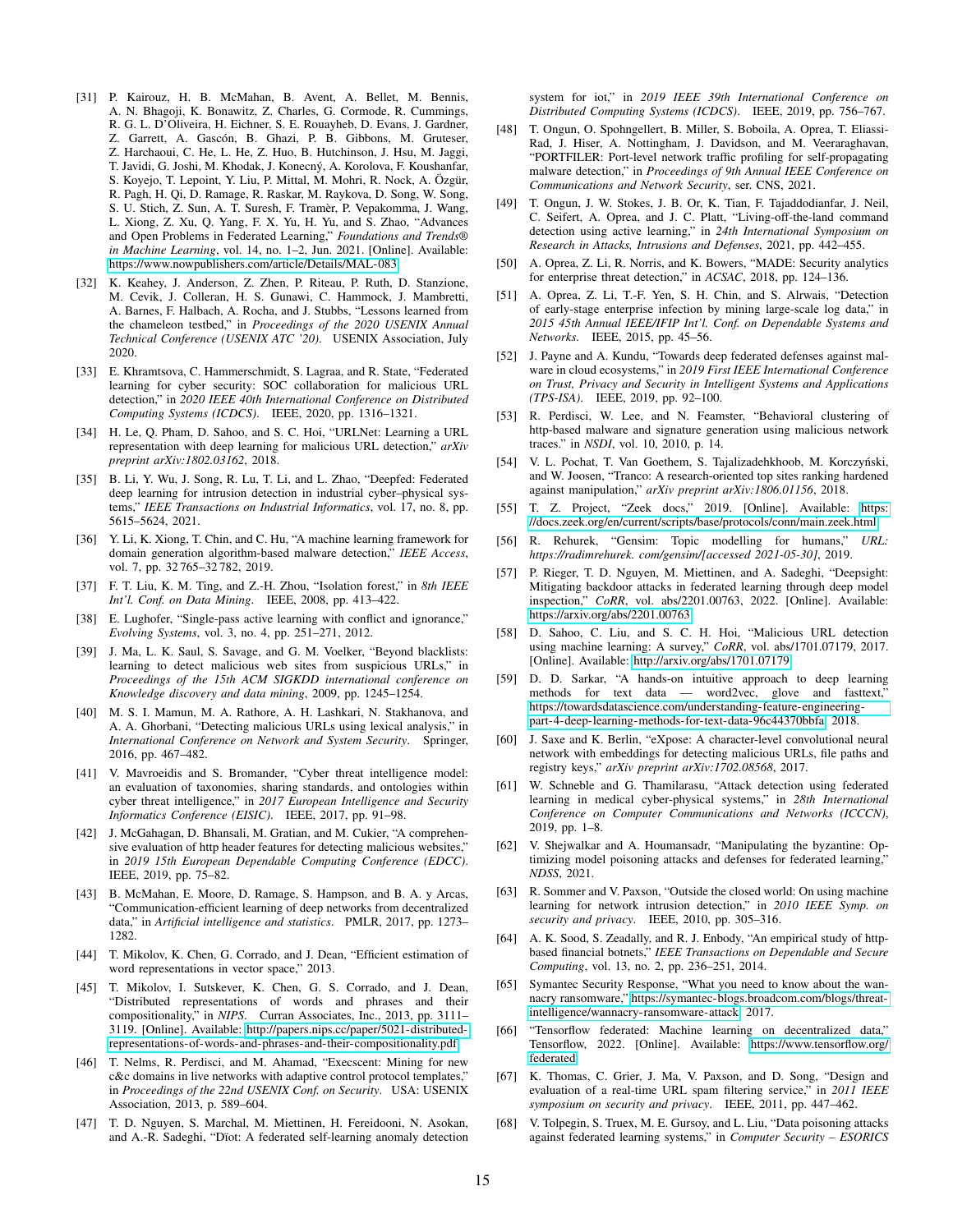[31] P. Kairouz, H. B. McMahan, B. Avent, A. Bellet, M. Bennis, A. N. Bhagoji, K. Bonawitz, Z. Charles, G. Cormode, R. Cummings, R. G. L. D'Oliveira, H. Eichner, S. E. Rouayheb, D. Evans, J. Gardner, Z. Garrett, A. Gascón, B. Ghazi, P. B. Gibbons, M. Gruteser, Z. Harchaoui, C. He, L. He, Z. Huo, B. Hutchinson, J. Hsu, M. Jaggi, T. Javidi, G. Joshi, M. Khodak, J. Konecný, A. Korolova, F. Koushanfar, S. Koyejo, T. Lepoint, Y. Liu, P. Mittal, M. Mohri, R. Nock, A. Özgür, R. Pagh, H. Qi, D. Ramage, R. Raskar, M. Raykova, D. Song, W. Song, S. U. Stich, Z. Sun, A. T. Suresh, F. Tramèr, P. Vepakomma, J. Wang, L. Xiong, Z. Xu, Q. Yang, F. X. Yu, H. Yu, and S. Zhao, "Advances and Open Problems in Federated Learning," *Foundations and Trends® in Machine Learning*, vol. 14, no. 1–2, Jun. 2021. [Online]. Available: https://www.nowpublishers.com/article/Details/MAL-083

[32] K. Keahey, J. Anderson, Z. Zhen, P. Riteau, P. Ruth, D. Stanzione, M. Cevik, J. Colleran, H. S. Gunawi, C. Hammock, J. Mambretti, A. Barnes, F. Halbach, A. Rocha, and J. Stubbs, "Lessons learned from the chameleon testbed," in *Proceedings of the 2020 USENIX Annual Technical Conference (USENIX ATC '20)*. USENIX Association, July 2020.

[33] E. Khramtsova, C. Hammerschmidt, S. Lagraa, and R. State, "Federated learning for cyber security: SOC collaboration for malicious URL detection," in *2020 IEEE 40th International Conference on Distributed Computing Systems (ICDCS)*. IEEE, 2020, pp. 1316–1321.

[34] H. Le, Q. Pham, D. Sahoo, and S. C. Hoi, "URLNet: Learning a URL representation with deep learning for malicious URL detection," *arXiv preprint arXiv:1802.03162*, 2018.

[35] B. Li, Y. Wu, J. Song, R. Lu, T. Li, and L. Zhao, "Deepfed: Federated deep learning for intrusion detection in industrial cyber–physical systems," *IEEE Transactions on Industrial Informatics*, vol. 17, no. 8, pp. 5615–5624, 2021.

[36] Y. Li, K. Xiong, T. Chin, and C. Hu, "A machine learning framework for domain generation algorithm-based malware detection," *IEEE Access*, vol. 7, pp. 32 765–32 782, 2019.

[37] F. T. Liu, K. M. Ting, and Z.-H. Zhou, "Isolation forest," in *8th IEEE Int'l. Conf. on Data Mining*. IEEE, 2008, pp. 413–422.

[38] E. Lughofer, "Single-pass active learning with conflict and ignorance," *Evolving Systems*, vol. 3, no. 4, pp. 251–271, 2012.

[39] J. Ma, L. K. Saul, S. Savage, and G. M. Voelker, "Beyond blacklists: learning to detect malicious web sites from suspicious URLs," in *Proceedings of the 15th ACM SIGKDD international conference on Knowledge discovery and data mining*, 2009, pp. 1245–1254.

[40] M. S. I. Mamun, M. A. Rathore, A. H. Lashkari, N. Stakhanova, and A. A. Ghorbani, "Detecting malicious URLs using lexical analysis," in *International Conference on Network and System Security*. Springer, 2016, pp. 467–482.

[41] V. Mavroeidis and S. Bromander, "Cyber threat intelligence model: an evaluation of taxonomies, sharing standards, and ontologies within cyber threat intelligence," in *2017 European Intelligence and Security Informatics Conference (EISIC)*. IEEE, 2017, pp. 91–98.

[42] J. McGahagan, D. Bhansali, M. Gratian, and M. Cukier, "A comprehensive evaluation of http header features for detecting malicious websites," in *2019 15th European Dependable Computing Conference (EDCC)*. IEEE, 2019, pp. 75–82.

[43] B. McMahan, E. Moore, D. Ramage, S. Hampson, and B. A. y Arcas, "Communication-efficient learning of deep networks from decentralized data," in *Artificial intelligence and statistics*. PMLR, 2017, pp. 1273–1282.

[44] T. Mikolov, K. Chen, G. Corrado, and J. Dean, "Efficient estimation of word representations in vector space," 2013.

[45] T. Mikolov, I. Sutskever, K. Chen, G. S. Corrado, and J. Dean, "Distributed representations of words and phrases and their compositionality," in *NIPS*. Curran Associates, Inc., 2013, pp. 3111–3119. [Online]. Available: http://papers.nips.cc/paper/5021-distributed-representations-of-words-and-phrases-and-their-compositionality.pdf

[46] T. Nelms, R. Perdisci, and M. Ahamad, "Execscent: Mining for new c&c domains in live networks with adaptive control protocol templates," in *Proceedings of the 22nd USENIX Conf. on Security*. USA: USENIX Association, 2013, p. 589–604.

[47] T. D. Nguyen, S. Marchal, M. Miettinen, H. Fereidooni, N. Asokan, and A.-R. Sadeghi, "Dïot: A federated self-learning anomaly detection system for iot," in *2019 IEEE 39th International Conference on Distributed Computing Systems (ICDCS)*. IEEE, 2019, pp. 756–767.

[48] T. Ongun, O. Spohngellert, B. Miller, S. Boboila, A. Oprea, T. Eliassi-Rad, J. Hiser, A. Nottingham, J. Davidson, and M. Veeraraghavan, "PORTFILER: Port-level network traffic profiling for self-propagating malware detection," in *Proceedings of 9th Annual IEEE Conference on Communications and Network Security*, ser. CNS, 2021.

[49] T. Ongun, J. W. Stokes, J. B. Or, K. Tian, F. Tajaddodianfar, J. Neil, C. Seifert, A. Oprea, and J. C. Platt, "Living-off-the-land command detection using active learning," in *24th International Symposium on Research in Attacks, Intrusions and Defenses*, 2021, pp. 442–455.

[50] A. Oprea, Z. Li, R. Norris, and K. Bowers, "MADE: Security analytics for enterprise threat detection," in *ACSAC*, 2018, pp. 124–136.

[51] A. Oprea, Z. Li, T.-F. Yen, S. H. Chin, and S. Alrwais, "Detection of early-stage enterprise infection by mining large-scale log data," in *2015 45th Annual IEEE/IFIP Int'l. Conf. on Dependable Systems and Networks*. IEEE, 2015, pp. 45–56.

[52] J. Payne and A. Kundu, "Towards deep federated defenses against malware in cloud ecosystems," in *2019 First IEEE International Conference on Trust, Privacy and Security in Intelligent Systems and Applications (TPS-ISA)*. IEEE, 2019, pp. 92–100.

[53] R. Perdisci, W. Lee, and N. Feamster, "Behavioral clustering of http-based malware and signature generation using malicious network traces." in *NSDI*, vol. 10, 2010, p. 14.

[54] V. L. Pochat, T. Van Goethem, S. Tajalizadehkhoob, M. Korczyński, and W. Joosen, "Tranco: A research-oriented top sites ranking hardened against manipulation," *arXiv preprint arXiv:1806.01156*, 2018.

[55] T. Z. Project, "Zeek docs," 2019. [Online]. Available: https://docs.zeek.org/en/current/scripts/base/protocols/conn/main.zeek.html

[56] R. Rehurek, "Gensim: Topic modelling for humans," *URL: https://radimrehurek. com/gensim/[accessed 2021-05-30]*, 2019.

[57] P. Rieger, T. D. Nguyen, M. Miettinen, and A. Sadeghi, "Deepsight: Mitigating backdoor attacks in federated learning through deep model inspection," *CoRR*, vol. abs/2201.00763, 2022. [Online]. Available: https://arxiv.org/abs/2201.00763

[58] D. Sahoo, C. Liu, and S. C. H. Hoi, "Malicious URL detection using machine learning: A survey," *CoRR*, vol. abs/1701.07179, 2017. [Online]. Available: http://arxiv.org/abs/1701.07179

[59] D. D. Sarkar, "A hands-on intuitive approach to deep learning methods for text data — word2vec, glove and fasttext," https://towardsdatascience.com/understanding-feature-engineering-part-4-deep-learning-methods-for-text-data-96c44370bbfa, 2018.

[60] J. Saxe and K. Berlin, "eXpose: A character-level convolutional neural network with embeddings for detecting malicious URLs, file paths and registry keys," *arXiv preprint arXiv:1702.08568*, 2017.

[61] W. Schneble and G. Thamilarasu, "Attack detection using federated learning in medical cyber-physical systems," in *28th International Conference on Computer Communications and Networks (ICCCN)*, 2019, pp. 1–8.

[62] V. Shejwalkar and A. Houmansadr, "Manipulating the byzantine: Optimizing model poisoning attacks and defenses for federated learning," *NDSS*, 2021.

[63] R. Sommer and V. Paxson, "Outside the closed world: On using machine learning for network intrusion detection," in *2010 IEEE Symp. on security and privacy*. IEEE, 2010, pp. 305–316.

[64] A. K. Sood, S. Zeadally, and R. J. Enbody, "An empirical study of http-based financial botnets," *IEEE Transactions on Dependable and Secure Computing*, vol. 13, no. 2, pp. 236–251, 2014.

[65] Symantec Security Response, "What you need to know about the wannacry ransomware," https://symantec-blogs.broadcom.com/blogs/threat-intelligence/wannacry-ransomware-attack, 2017.

[66] "Tensorflow federated: Machine learning on decentralized data," Tensorflow, 2022. [Online]. Available: https://www.tensorflow.org/federated

[67] K. Thomas, C. Grier, J. Ma, V. Paxson, and D. Song, "Design and evaluation of a real-time URL spam filtering service," in *2011 IEEE symposium on security and privacy*. IEEE, 2011, pp. 447–462.

[68] V. Tolpegin, S. Truex, M. E. Gursoy, and L. Liu, "Data poisoning attacks against federated learning systems," in *Computer Security – ESORICS*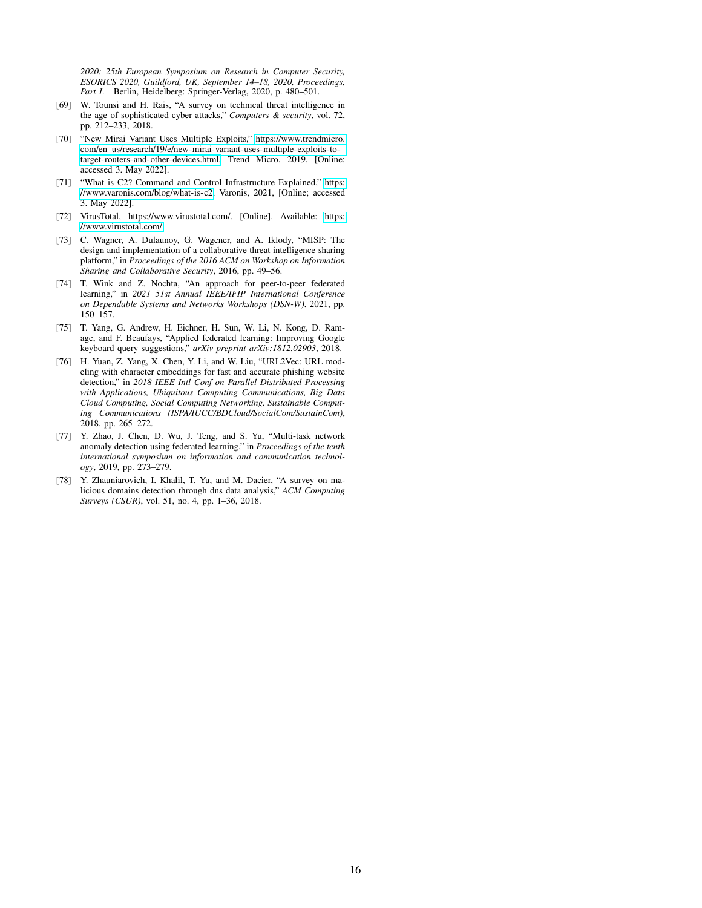2020: 25th European Symposium on Research in Computer Security, ESORICS 2020, Guildford, UK, September 14–18, 2020, Proceedings, Part I.* Berlin, Heidelberg: Springer-Verlag, 2020, p. 480–501.

[69] W. Tounsi and H. Rais, "A survey on technical threat intelligence in the age of sophisticated cyber attacks," *Computers & security*, vol. 72, pp. 212–233, 2018.

[70] "New Mirai Variant Uses Multiple Exploits," https://www.trendmicro.com/en_us/research/19/e/new-mirai-variant-uses-multiple-exploits-to-target-routers-and-other-devices.html, Trend Micro, 2019, [Online; accessed 3. May 2022].

[71] "What is C2? Command and Control Infrastructure Explained," https://www.varonis.com/blog/what-is-c2, Varonis, 2021, [Online; accessed 3. May 2022].

[72] VirusTotal, https://www.virustotal.com/. [Online]. Available: https://www.virustotal.com/

[73] C. Wagner, A. Dulaunoy, G. Wagener, and A. Iklody, "MISP: The design and implementation of a collaborative threat intelligence sharing platform," in *Proceedings of the 2016 ACM on Workshop on Information Sharing and Collaborative Security*, 2016, pp. 49–56.

[74] T. Wink and Z. Nochta, "An approach for peer-to-peer federated learning," in *2021 51st Annual IEEE/IFIP International Conference on Dependable Systems and Networks Workshops (DSN-W)*, 2021, pp. 150–157.

[75] T. Yang, G. Andrew, H. Eichner, H. Sun, W. Li, N. Kong, D. Ramage, and F. Beaufays, "Applied federated learning: Improving Google keyboard query suggestions," *arXiv preprint arXiv:1812.02903*, 2018.

[76] H. Yuan, Z. Yang, X. Chen, Y. Li, and W. Liu, "URL2Vec: URL modeling with character embeddings for fast and accurate phishing website detection," in *2018 IEEE Intl Conf on Parallel Distributed Processing with Applications, Ubiquitous Computing Communications, Big Data Cloud Computing, Social Computing Networking, Sustainable Computing Communications (ISPA/IUCC/BDCloud/SocialCom/SustainCom)*, 2018, pp. 265–272.

[77] Y. Zhao, J. Chen, D. Wu, J. Teng, and S. Yu, "Multi-task network anomaly detection using federated learning," in *Proceedings of the tenth international symposium on information and communication technology*, 2019, pp. 273–279.

[78] Y. Zhauniarovich, I. Khalil, T. Yu, and M. Dacier, "A survey on malicious domains detection through dns data analysis," *ACM Computing Surveys (CSUR)*, vol. 51, no. 4, pp. 1–36, 2018.